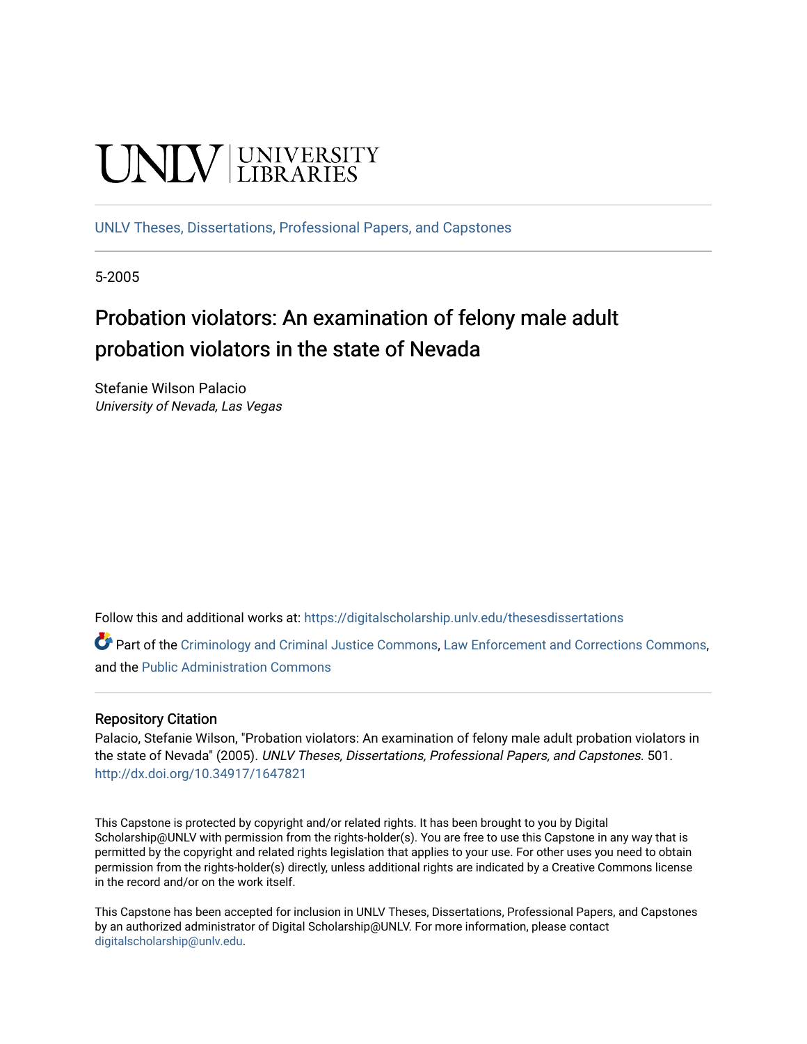UNLV | UNIVERSITY LIBRARIES

UNLV Theses, Dissertations, Professional Papers, and Capstones

5-2005

# Probation violators: An examination of felony male adult probation violators in the state of Nevada

Stefanie Wilson Palacio
*University of Nevada, Las Vegas*

Follow this and additional works at: https://digitalscholarship.unlv.edu/thesesdissertations

Part of the Criminology and Criminal Justice Commons, Law Enforcement and Corrections Commons, and the Public Administration Commons

## Repository Citation

Palacio, Stefanie Wilson, "Probation violators: An examination of felony male adult probation violators in the state of Nevada" (2005). *UNLV Theses, Dissertations, Professional Papers, and Capstones*. 501.
http://dx.doi.org/10.34917/1647821

This Capstone is protected by copyright and/or related rights. It has been brought to you by Digital Scholarship@UNLV with permission from the rights-holder(s). You are free to use this Capstone in any way that is permitted by the copyright and related rights legislation that applies to your use. For other uses you need to obtain permission from the rights-holder(s) directly, unless additional rights are indicated by a Creative Commons license in the record and/or on the work itself.

This Capstone has been accepted for inclusion in UNLV Theses, Dissertations, Professional Papers, and Capstones by an authorized administrator of Digital Scholarship@UNLV. For more information, please contact digitalscholarship@unlv.edu.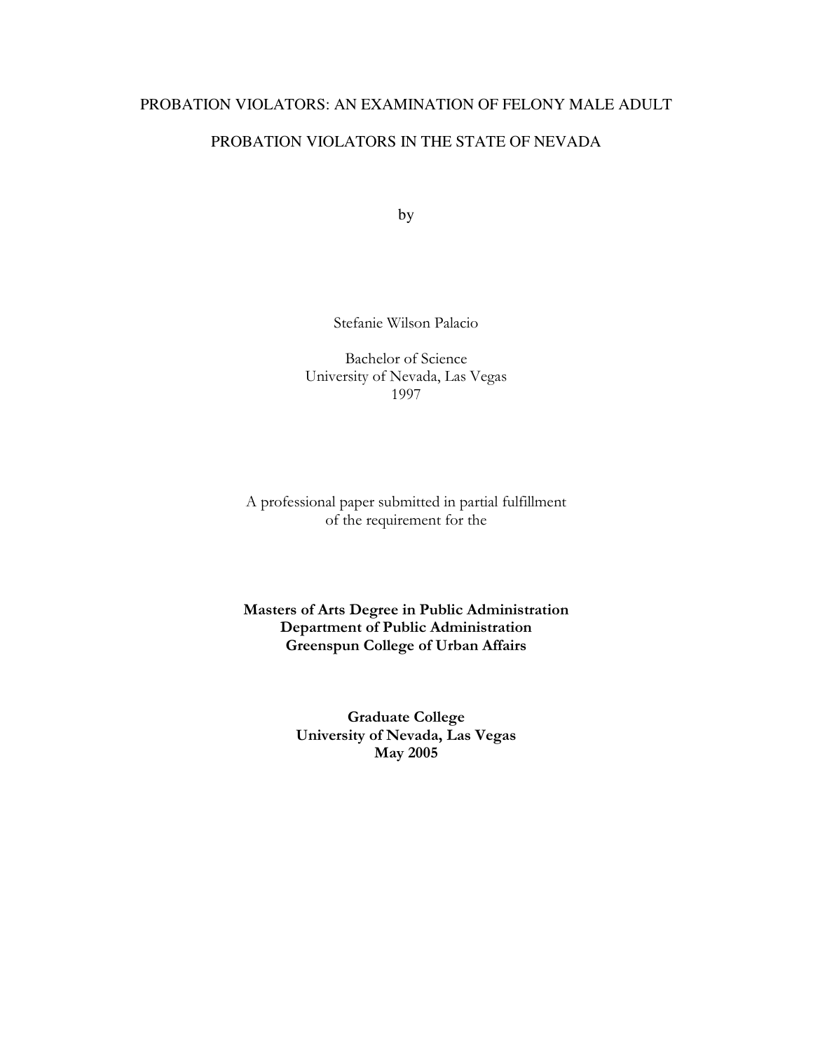# PROBATION VIOLATORS: AN EXAMINATION OF FELONY MALE ADULT PROBATION VIOLATORS IN THE STATE OF NEVADA

by

Stefanie Wilson Palacio

Bachelor of Science
University of Nevada, Las Vegas
1997

A professional paper submitted in partial fulfillment
of the requirement for the

**Masters of Arts Degree in Public Administration**
**Department of Public Administration**
**Greenspun College of Urban Affairs**

**Graduate College**
**University of Nevada, Las Vegas**
**May 2005**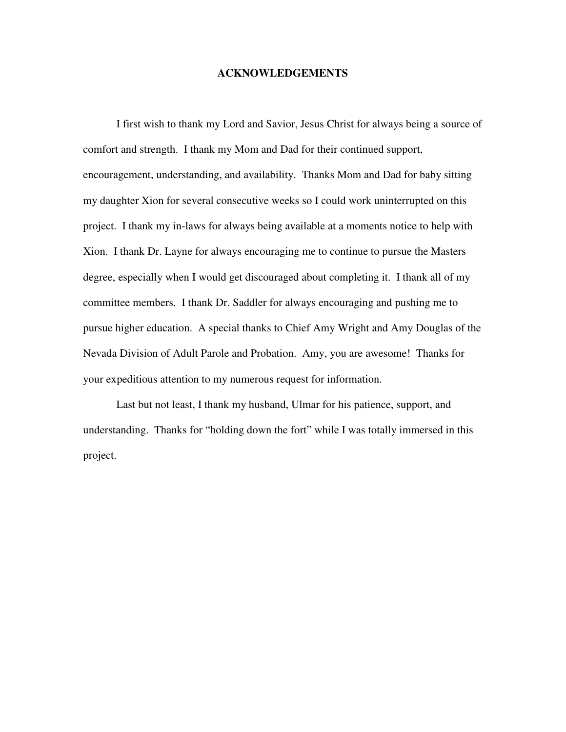# ACKNOWLEDGEMENTS

I first wish to thank my Lord and Savior, Jesus Christ for always being a source of comfort and strength. I thank my Mom and Dad for their continued support, encouragement, understanding, and availability. Thanks Mom and Dad for baby sitting my daughter Xion for several consecutive weeks so I could work uninterrupted on this project. I thank my in-laws for always being available at a moments notice to help with Xion. I thank Dr. Layne for always encouraging me to continue to pursue the Masters degree, especially when I would get discouraged about completing it. I thank all of my committee members. I thank Dr. Saddler for always encouraging and pushing me to pursue higher education. A special thanks to Chief Amy Wright and Amy Douglas of the Nevada Division of Adult Parole and Probation. Amy, you are awesome! Thanks for your expeditious attention to my numerous request for information.

Last but not least, I thank my husband, Ulmar for his patience, support, and understanding. Thanks for "holding down the fort" while I was totally immersed in this project.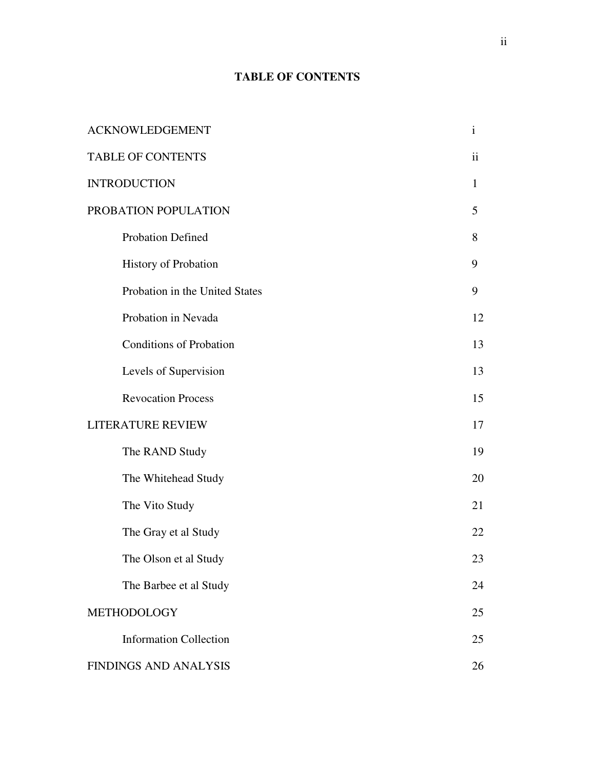## TABLE OF CONTENTS

| | |
|---|---|
| ACKNOWLEDGEMENT | i |
| TABLE OF CONTENTS | ii |
| INTRODUCTION | 1 |
| PROBATION POPULATION | 5 |
| Probation Defined | 8 |
| History of Probation | 9 |
| Probation in the United States | 9 |
| Probation in Nevada | 12 |
| Conditions of Probation | 13 |
| Levels of Supervision | 13 |
| Revocation Process | 15 |
| LITERATURE REVIEW | 17 |
| The RAND Study | 19 |
| The Whitehead Study | 20 |
| The Vito Study | 21 |
| The Gray et al Study | 22 |
| The Olson et al Study | 23 |
| The Barbee et al Study | 24 |
| METHODOLOGY | 25 |
| Information Collection | 25 |
| FINDINGS AND ANALYSIS | 26 |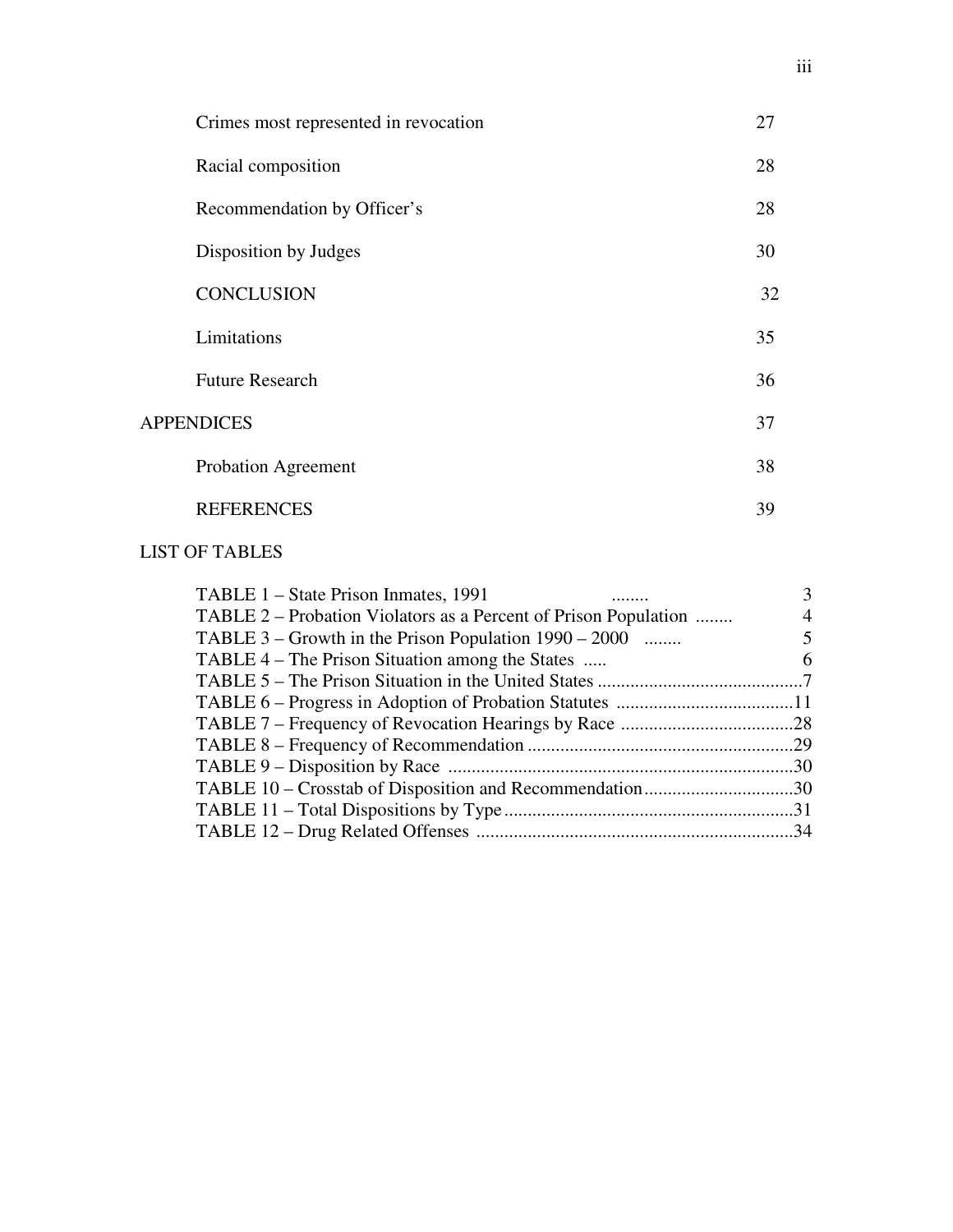| | |
|---|---|
| Crimes most represented in revocation | 27 |
| Racial composition | 28 |
| Recommendation by Officer's | 28 |
| Disposition by Judges | 30 |
| CONCLUSION | 32 |
| Limitations | 35 |
| Future Research | 36 |
| APPENDICES | 37 |
| Probation Agreement | 38 |
| REFERENCES | 39 |

LIST OF TABLES

| | |
|---|---|
| TABLE 1 – State Prison Inmates, 1991 | 3 |
| TABLE 2 – Probation Violators as a Percent of Prison Population | 4 |
| TABLE 3 – Growth in the Prison Population 1990 – 2000 | 5 |
| TABLE 4 – The Prison Situation among the States | 6 |
| TABLE 5 – The Prison Situation in the United States | 7 |
| TABLE 6 – Progress in Adoption of Probation Statutes | 11 |
| TABLE 7 – Frequency of Revocation Hearings by Race | 28 |
| TABLE 8 – Frequency of Recommendation | 29 |
| TABLE 9 – Disposition by Race | 30 |
| TABLE 10 – Crosstab of Disposition and Recommendation | 30 |
| TABLE 11 – Total Dispositions by Type | 31 |
| TABLE 12 – Drug Related Offenses | 34 |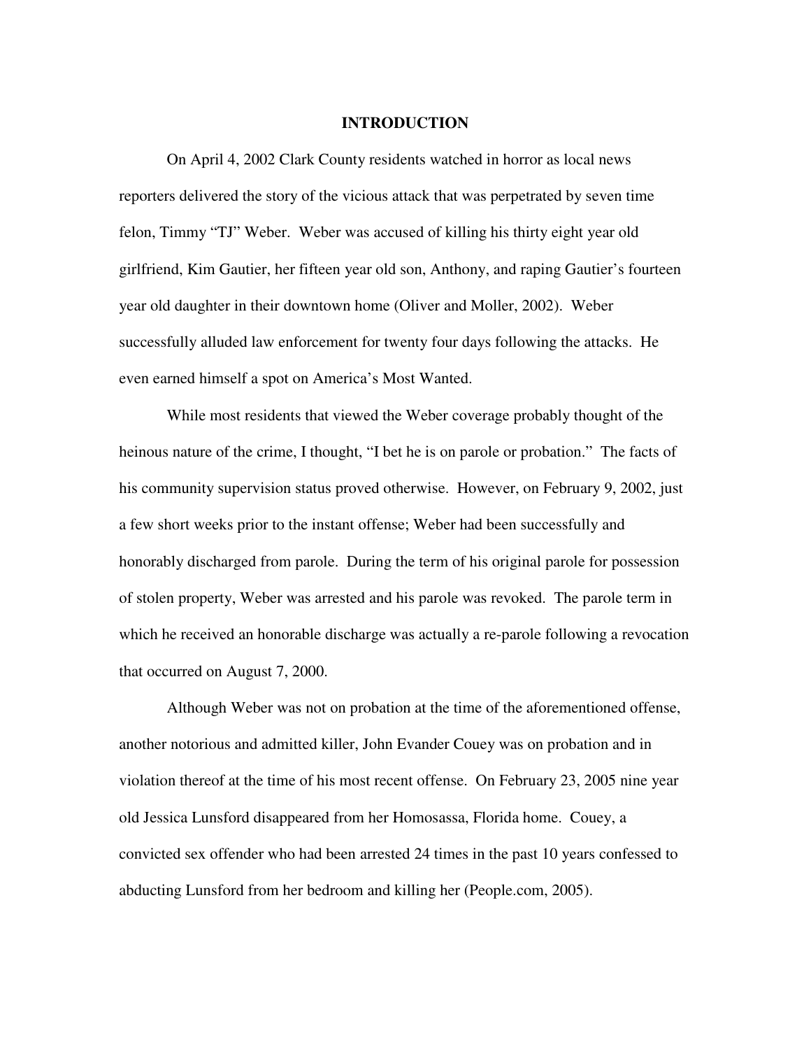# INTRODUCTION

On April 4, 2002 Clark County residents watched in horror as local news reporters delivered the story of the vicious attack that was perpetrated by seven time felon, Timmy "TJ" Weber. Weber was accused of killing his thirty eight year old girlfriend, Kim Gautier, her fifteen year old son, Anthony, and raping Gautier's fourteen year old daughter in their downtown home (Oliver and Moller, 2002). Weber successfully alluded law enforcement for twenty four days following the attacks. He even earned himself a spot on America's Most Wanted.

While most residents that viewed the Weber coverage probably thought of the heinous nature of the crime, I thought, "I bet he is on parole or probation." The facts of his community supervision status proved otherwise. However, on February 9, 2002, just a few short weeks prior to the instant offense; Weber had been successfully and honorably discharged from parole. During the term of his original parole for possession of stolen property, Weber was arrested and his parole was revoked. The parole term in which he received an honorable discharge was actually a re-parole following a revocation that occurred on August 7, 2000.

Although Weber was not on probation at the time of the aforementioned offense, another notorious and admitted killer, John Evander Couey was on probation and in violation thereof at the time of his most recent offense. On February 23, 2005 nine year old Jessica Lunsford disappeared from her Homosassa, Florida home. Couey, a convicted sex offender who had been arrested 24 times in the past 10 years confessed to abducting Lunsford from her bedroom and killing her (People.com, 2005).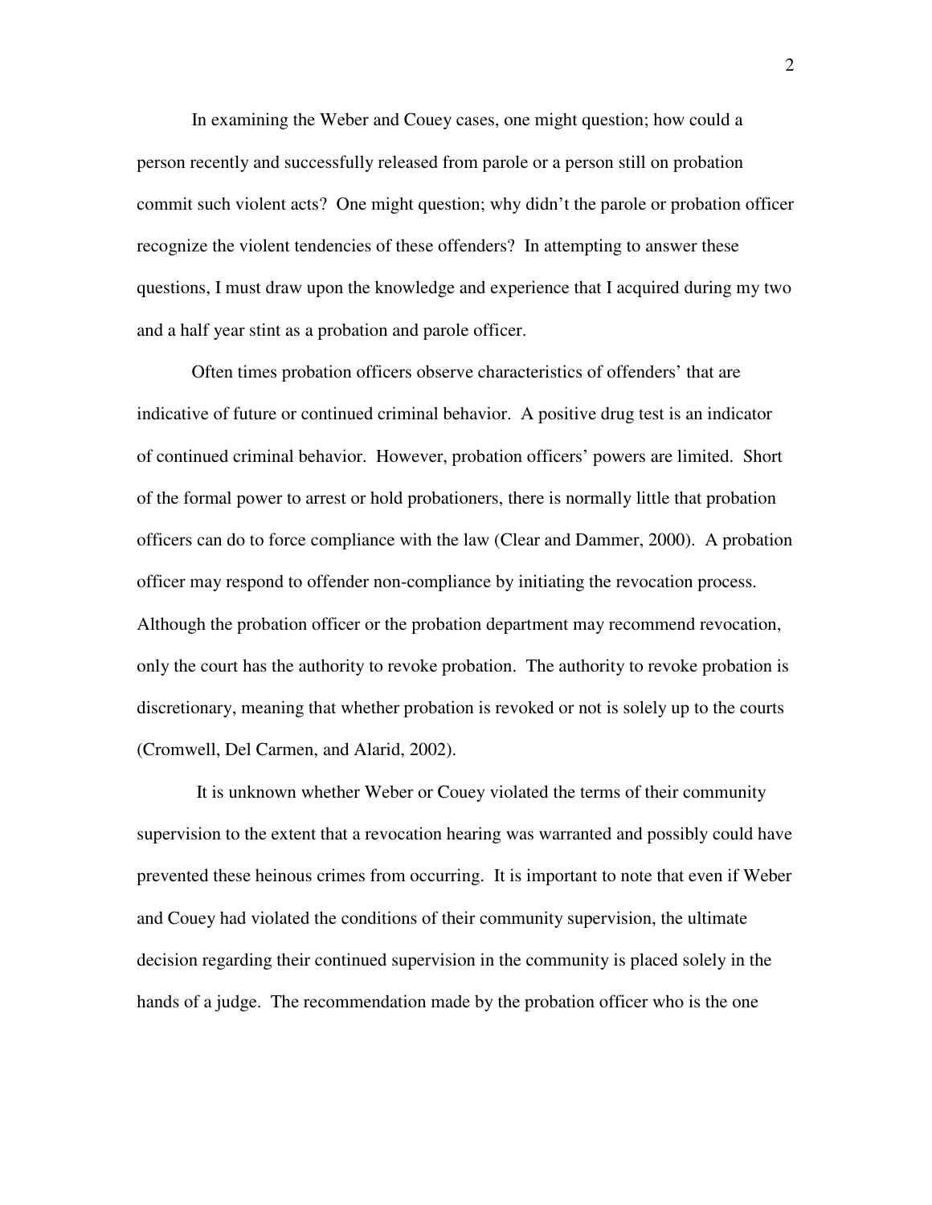In examining the Weber and Couey cases, one might question; how could a person recently and successfully released from parole or a person still on probation commit such violent acts? One might question; why didn't the parole or probation officer recognize the violent tendencies of these offenders? In attempting to answer these questions, I must draw upon the knowledge and experience that I acquired during my two and a half year stint as a probation and parole officer.

Often times probation officers observe characteristics of offenders' that are indicative of future or continued criminal behavior. A positive drug test is an indicator of continued criminal behavior. However, probation officers' powers are limited. Short of the formal power to arrest or hold probationers, there is normally little that probation officers can do to force compliance with the law (Clear and Dammer, 2000). A probation officer may respond to offender non-compliance by initiating the revocation process. Although the probation officer or the probation department may recommend revocation, only the court has the authority to revoke probation. The authority to revoke probation is discretionary, meaning that whether probation is revoked or not is solely up to the courts (Cromwell, Del Carmen, and Alarid, 2002).

It is unknown whether Weber or Couey violated the terms of their community supervision to the extent that a revocation hearing was warranted and possibly could have prevented these heinous crimes from occurring. It is important to note that even if Weber and Couey had violated the conditions of their community supervision, the ultimate decision regarding their continued supervision in the community is placed solely in the hands of a judge. The recommendation made by the probation officer who is the one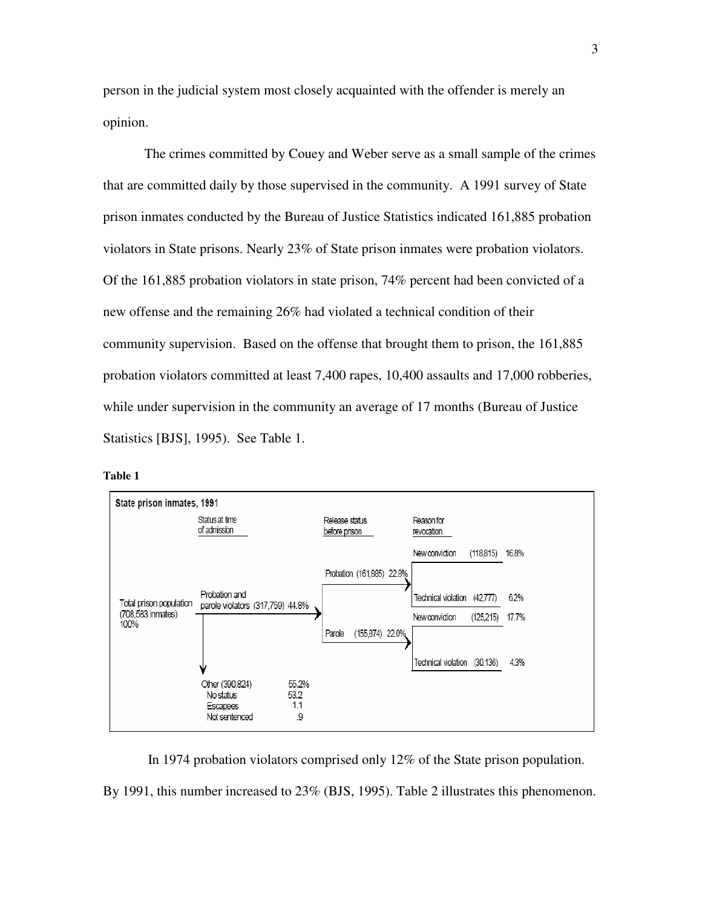person in the judicial system most closely acquainted with the offender is merely an opinion.

The crimes committed by Couey and Weber serve as a small sample of the crimes that are committed daily by those supervised in the community. A 1991 survey of State prison inmates conducted by the Bureau of Justice Statistics indicated 161,885 probation violators in State prisons. Nearly 23% of State prison inmates were probation violators. Of the 161,885 probation violators in state prison, 74% percent had been convicted of a new offense and the remaining 26% had violated a technical condition of their community supervision. Based on the offense that brought them to prison, the 161,885 probation violators committed at least 7,400 rapes, 10,400 assaults and 17,000 robberies, while under supervision in the community an average of 17 months (Bureau of Justice Statistics [BJS], 1995). See Table 1.

**Table 1**

State prison inmates, 1991

| | Status at time of admission | Release status before prison | Reason for revocation | |
|---|---|---|---|---|
| Total prison population (708,583 inmates) 100% | Probation and parole violators (317,759) 44.8% | Probation (161,885) 22.8% | New conviction (118,815) | 16.8% |
| | | | Technical violation (42,777) | 6.2% |
| | | Parole (155,874) 22.0% | New conviction (125,215) | 17.7% |
| | | | Technical violation (30,136) | 4.3% |
| | Other (390,824) 55.2% | | | |
| | No status 53.2 | | | |
| | Escapees 1.1 | | | |
| | Not sentenced .9 | | | |

In 1974 probation violators comprised only 12% of the State prison population. By 1991, this number increased to 23% (BJS, 1995). Table 2 illustrates this phenomenon.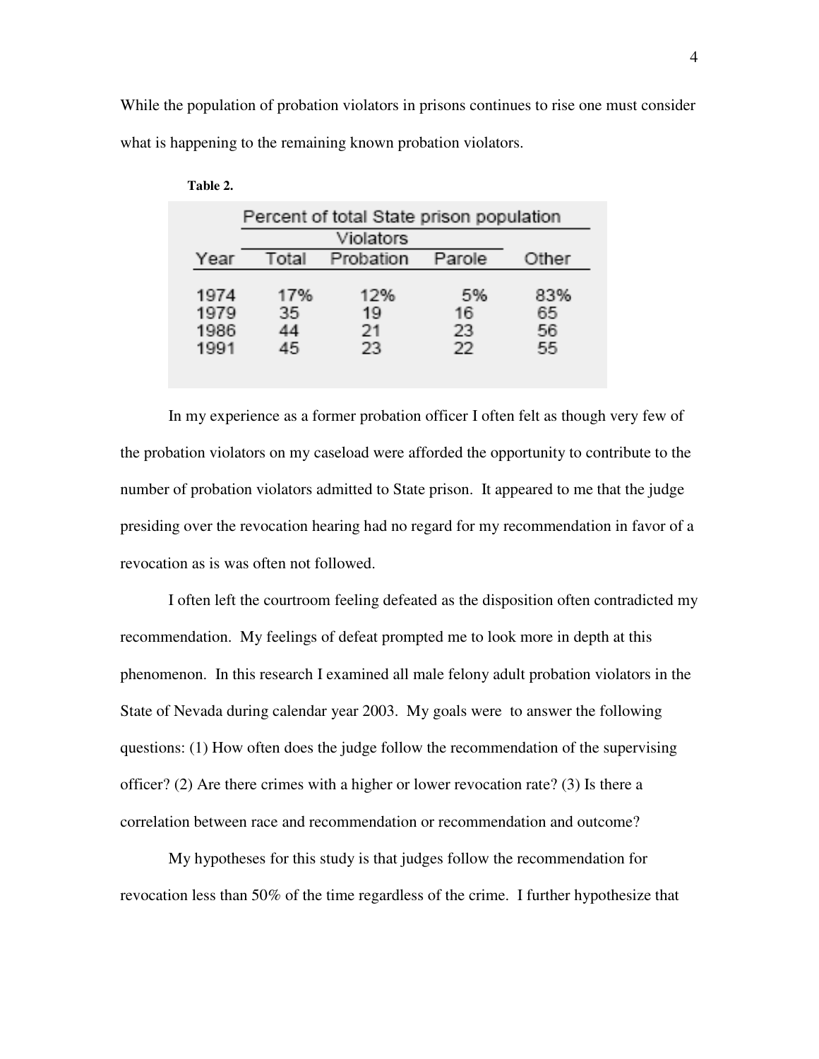While the population of probation violators in prisons continues to rise one must consider what is happening to the remaining known probation violators.

**Table 2.**

| | Percent of total State prison population | | | |
|---|---|---|---|---|
| | Violators | | | |
| Year | Total | Probation | Parole | Other |
| 1974 | 17% | 12% | 5% | 83% |
| 1979 | 35 | 19 | 16 | 65 |
| 1986 | 44 | 21 | 23 | 56 |
| 1991 | 45 | 23 | 22 | 55 |

In my experience as a former probation officer I often felt as though very few of the probation violators on my caseload were afforded the opportunity to contribute to the number of probation violators admitted to State prison. It appeared to me that the judge presiding over the revocation hearing had no regard for my recommendation in favor of a revocation as is was often not followed.

I often left the courtroom feeling defeated as the disposition often contradicted my recommendation. My feelings of defeat prompted me to look more in depth at this phenomenon. In this research I examined all male felony adult probation violators in the State of Nevada during calendar year 2003. My goals were to answer the following questions: (1) How often does the judge follow the recommendation of the supervising officer? (2) Are there crimes with a higher or lower revocation rate? (3) Is there a correlation between race and recommendation or recommendation and outcome?

My hypotheses for this study is that judges follow the recommendation for revocation less than 50% of the time regardless of the crime. I further hypothesize that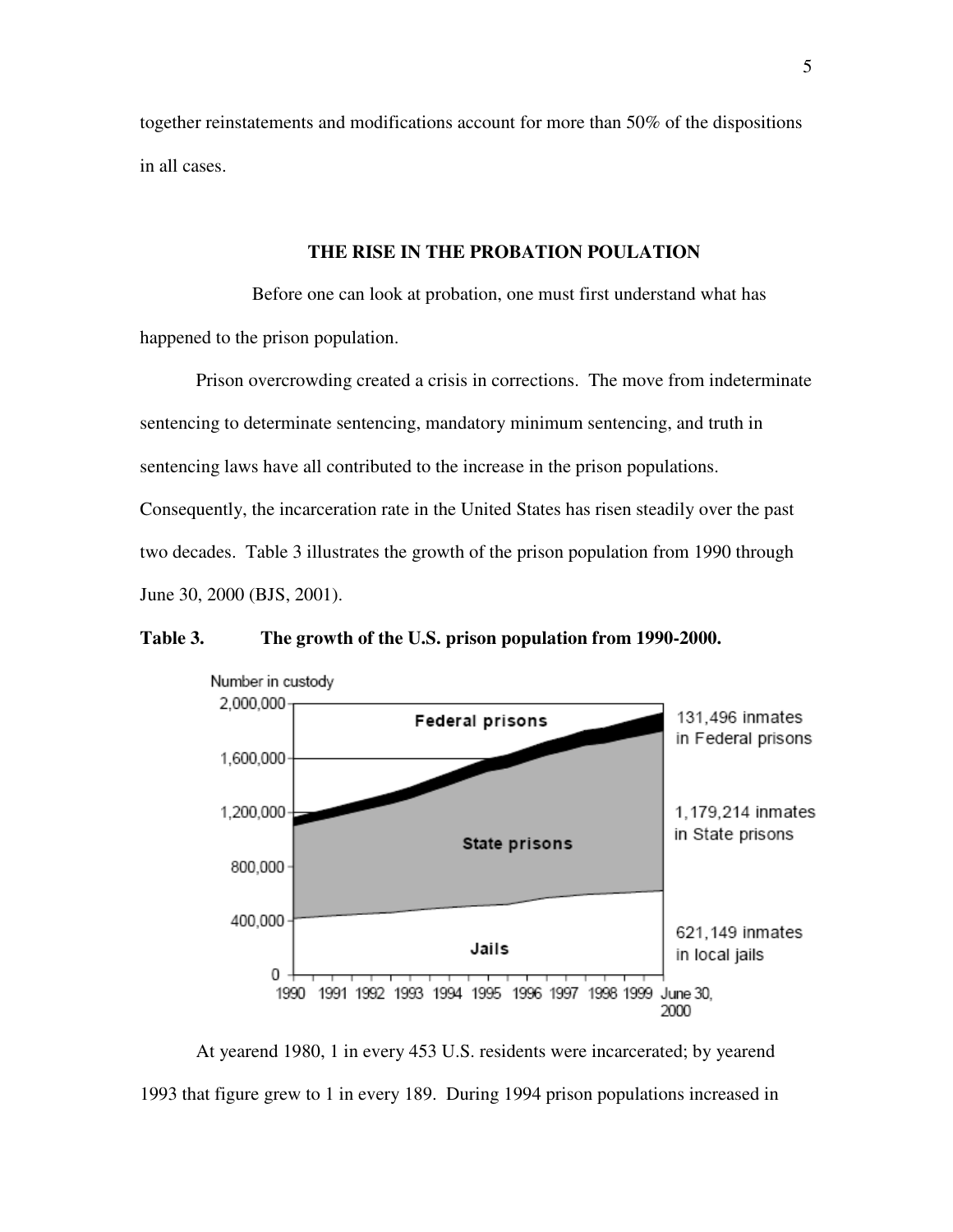together reinstatements and modifications account for more than 50% of the dispositions in all cases.

## THE RISE IN THE PROBATION POULATION

Before one can look at probation, one must first understand what has happened to the prison population.

Prison overcrowding created a crisis in corrections. The move from indeterminate sentencing to determinate sentencing, mandatory minimum sentencing, and truth in sentencing laws have all contributed to the increase in the prison populations. Consequently, the incarceration rate in the United States has risen steadily over the past two decades. Table 3 illustrates the growth of the prison population from 1990 through June 30, 2000 (BJS, 2001).

**Table 3. The growth of the U.S. prison population from 1990-2000.**

At yearend 1980, 1 in every 453 U.S. residents were incarcerated; by yearend 1993 that figure grew to 1 in every 189. During 1994 prison populations increased in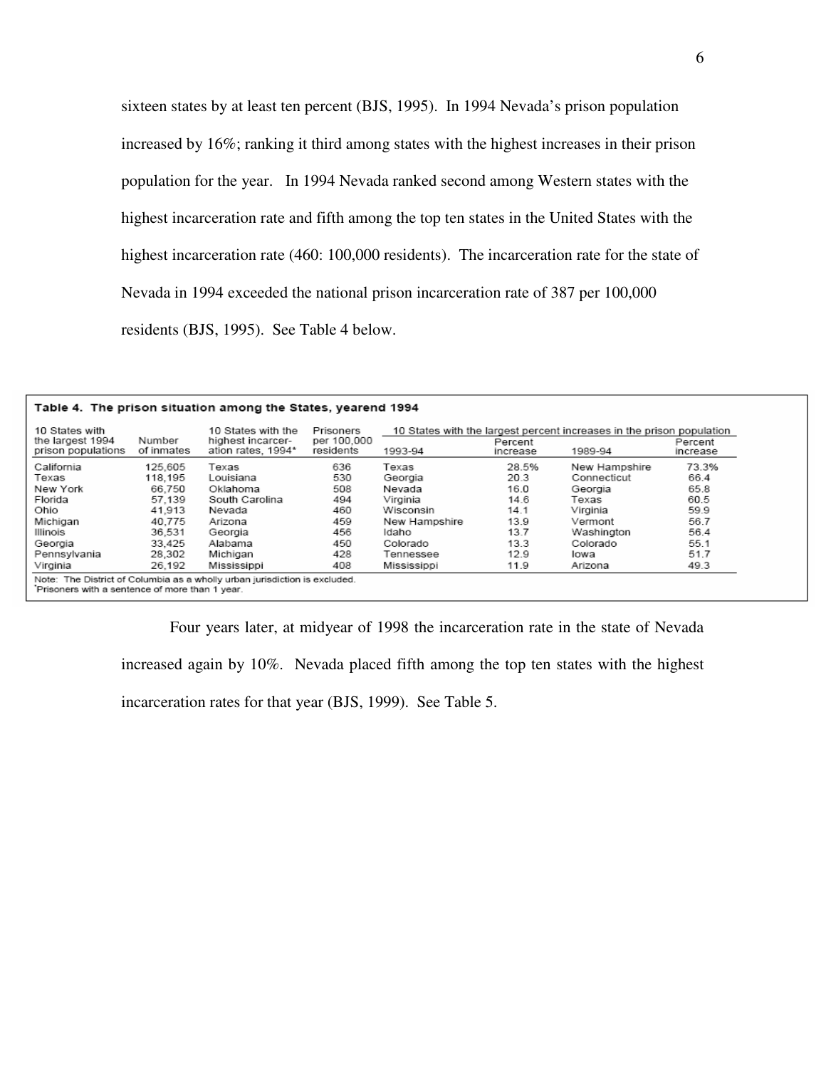sixteen states by at least ten percent (BJS, 1995). In 1994 Nevada's prison population increased by 16%; ranking it third among states with the highest increases in their prison population for the year. In 1994 Nevada ranked second among Western states with the highest incarceration rate and fifth among the top ten states in the United States with the highest incarceration rate (460: 100,000 residents). The incarceration rate for the state of Nevada in 1994 exceeded the national prison incarceration rate of 387 per 100,000 residents (BJS, 1995). See Table 4 below.

**Table 4. The prison situation among the States, yearend 1994**

| 10 States with the largest 1994 prison populations | Number of inmates | 10 States with the highest incarceration rates, 1994* | Prisoners per 100,000 residents | 10 States with the largest percent increases in the prison population | | | |
|---|---|---|---|---|---|---|---|
| | | | | 1993-94 | Percent increase | 1989-94 | Percent increase |
| California | 125,605 | Texas | 636 | Texas | 28.5% | New Hampshire | 73.3% |
| Texas | 118,195 | Louisiana | 530 | Georgia | 20.3 | Connecticut | 66.4 |
| New York | 66,750 | Oklahoma | 508 | Nevada | 16.0 | Georgia | 65.8 |
| Florida | 57,139 | South Carolina | 494 | Virginia | 14.6 | Texas | 60.5 |
| Ohio | 41,913 | Nevada | 460 | Wisconsin | 14.1 | Virginia | 59.9 |
| Michigan | 40,775 | Arizona | 459 | New Hampshire | 13.9 | Vermont | 56.7 |
| Illinois | 36,531 | Georgia | 456 | Idaho | 13.7 | Washington | 56.4 |
| Georgia | 33,425 | Alabama | 450 | Colorado | 13.3 | Colorado | 55.1 |
| Pennsylvania | 28,302 | Michigan | 428 | Tennessee | 12.9 | Iowa | 51.7 |
| Virginia | 26,192 | Mississippi | 408 | Mississippi | 11.9 | Arizona | 49.3 |

Note: The District of Columbia as a wholly urban jurisdiction is excluded.
*Prisoners with a sentence of more than 1 year.

Four years later, at midyear of 1998 the incarceration rate in the state of Nevada increased again by 10%. Nevada placed fifth among the top ten states with the highest incarceration rates for that year (BJS, 1999). See Table 5.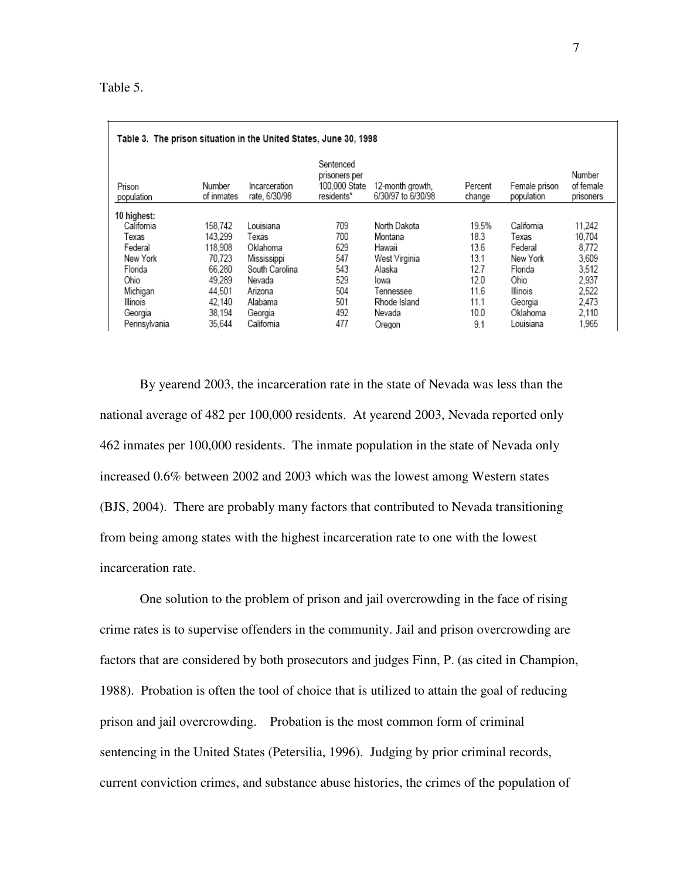Table 5.

**Table 3. The prison situation in the United States, June 30, 1998**

| Prison population | Number of inmates | Incarceration rate, 6/30/98 | Sentenced prisoners per 100,000 State residents* | 12-month growth, 6/30/97 to 6/30/98 | Percent change | Female prison population | Number of female prisoners |
|---|---|---|---|---|---|---|---|
| 10 highest: | | | | | | | |
| California | 158,742 | Louisiana | 709 | North Dakota | 19.5% | California | 11,242 |
| Texas | 143,299 | Texas | 700 | Montana | 18.3 | Texas | 10,704 |
| Federal | 118,908 | Oklahoma | 629 | Hawaii | 13.6 | Federal | 8,772 |
| New York | 70,723 | Mississippi | 547 | West Virginia | 13.1 | New York | 3,609 |
| Florida | 66,280 | South Carolina | 543 | Alaska | 12.7 | Florida | 3,512 |
| Ohio | 49,289 | Nevada | 529 | Iowa | 12.0 | Ohio | 2,937 |
| Michigan | 44,501 | Arizona | 504 | Tennessee | 11.6 | Illinois | 2,522 |
| Illinois | 42,140 | Alabama | 501 | Rhode Island | 11.1 | Georgia | 2,473 |
| Georgia | 38,194 | Georgia | 492 | Nevada | 10.0 | Oklahoma | 2,110 |
| Pennsylvania | 35,644 | California | 477 | Oregon | 9.1 | Louisiana | 1,965 |

By yearend 2003, the incarceration rate in the state of Nevada was less than the national average of 482 per 100,000 residents. At yearend 2003, Nevada reported only 462 inmates per 100,000 residents. The inmate population in the state of Nevada only increased 0.6% between 2002 and 2003 which was the lowest among Western states (BJS, 2004). There are probably many factors that contributed to Nevada transitioning from being among states with the highest incarceration rate to one with the lowest incarceration rate.

One solution to the problem of prison and jail overcrowding in the face of rising crime rates is to supervise offenders in the community. Jail and prison overcrowding are factors that are considered by both prosecutors and judges Finn, P. (as cited in Champion, 1988). Probation is often the tool of choice that is utilized to attain the goal of reducing prison and jail overcrowding. Probation is the most common form of criminal sentencing in the United States (Petersilia, 1996). Judging by prior criminal records, current conviction crimes, and substance abuse histories, the crimes of the population of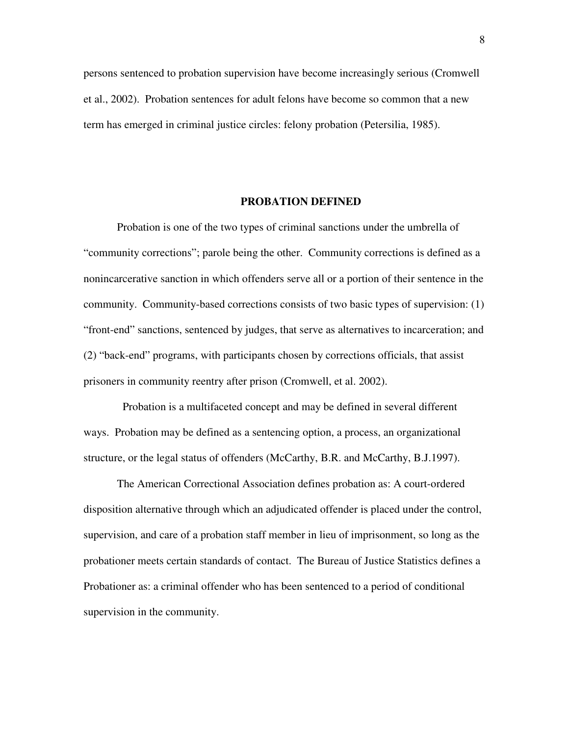persons sentenced to probation supervision have become increasingly serious (Cromwell et al., 2002). Probation sentences for adult felons have become so common that a new term has emerged in criminal justice circles: felony probation (Petersilia, 1985).

## PROBATION DEFINED

Probation is one of the two types of criminal sanctions under the umbrella of "community corrections"; parole being the other. Community corrections is defined as a nonincarcerative sanction in which offenders serve all or a portion of their sentence in the community. Community-based corrections consists of two basic types of supervision: (1) "front-end" sanctions, sentenced by judges, that serve as alternatives to incarceration; and (2) "back-end" programs, with participants chosen by corrections officials, that assist prisoners in community reentry after prison (Cromwell, et al. 2002).

Probation is a multifaceted concept and may be defined in several different ways. Probation may be defined as a sentencing option, a process, an organizational structure, or the legal status of offenders (McCarthy, B.R. and McCarthy, B.J.1997).

The American Correctional Association defines probation as: A court-ordered disposition alternative through which an adjudicated offender is placed under the control, supervision, and care of a probation staff member in lieu of imprisonment, so long as the probationer meets certain standards of contact. The Bureau of Justice Statistics defines a Probationer as: a criminal offender who has been sentenced to a period of conditional supervision in the community.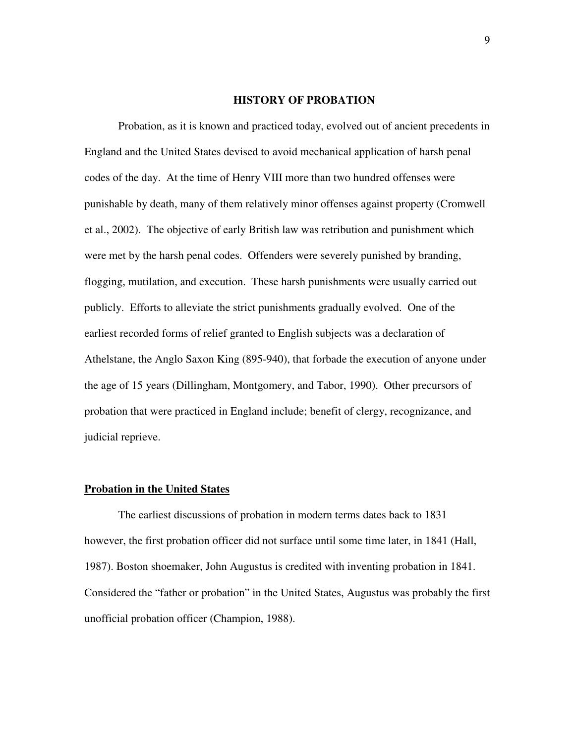## HISTORY OF PROBATION

Probation, as it is known and practiced today, evolved out of ancient precedents in England and the United States devised to avoid mechanical application of harsh penal codes of the day. At the time of Henry VIII more than two hundred offenses were punishable by death, many of them relatively minor offenses against property (Cromwell et al., 2002). The objective of early British law was retribution and punishment which were met by the harsh penal codes. Offenders were severely punished by branding, flogging, mutilation, and execution. These harsh punishments were usually carried out publicly. Efforts to alleviate the strict punishments gradually evolved. One of the earliest recorded forms of relief granted to English subjects was a declaration of Athelstane, the Anglo Saxon King (895-940), that forbade the execution of anyone under the age of 15 years (Dillingham, Montgomery, and Tabor, 1990). Other precursors of probation that were practiced in England include; benefit of clergy, recognizance, and judicial reprieve.

### **<u>Probation in the United States</u>**

The earliest discussions of probation in modern terms dates back to 1831 however, the first probation officer did not surface until some time later, in 1841 (Hall, 1987). Boston shoemaker, John Augustus is credited with inventing probation in 1841. Considered the "father or probation" in the United States, Augustus was probably the first unofficial probation officer (Champion, 1988).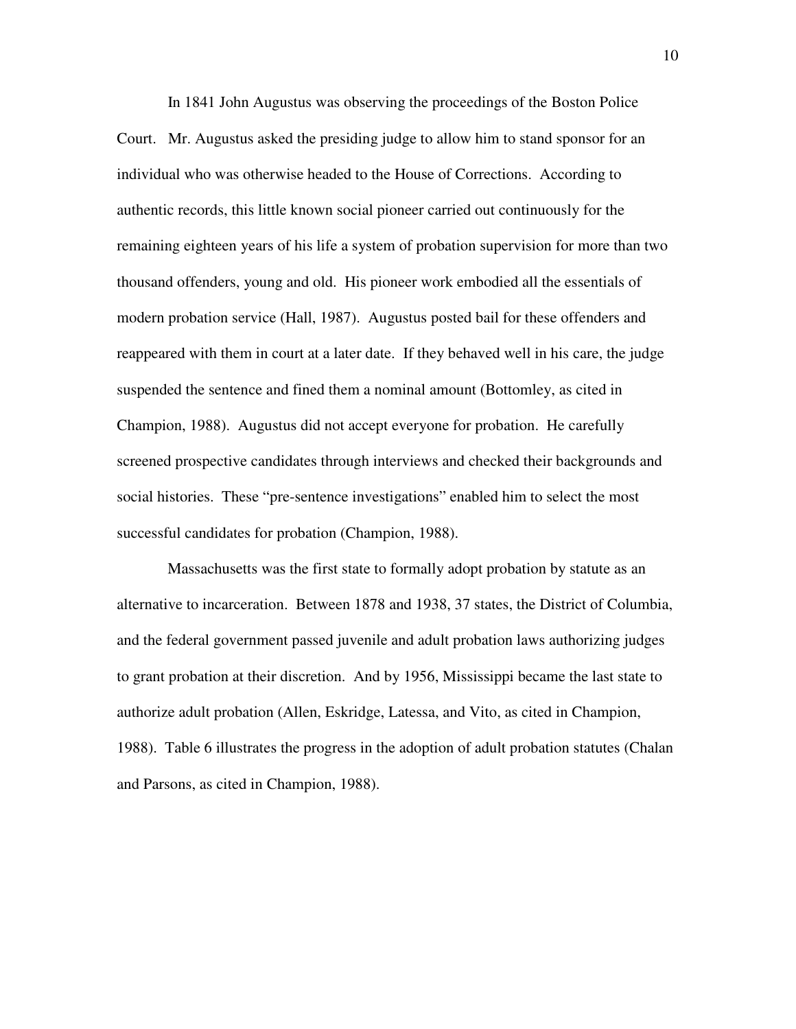In 1841 John Augustus was observing the proceedings of the Boston Police Court. Mr. Augustus asked the presiding judge to allow him to stand sponsor for an individual who was otherwise headed to the House of Corrections. According to authentic records, this little known social pioneer carried out continuously for the remaining eighteen years of his life a system of probation supervision for more than two thousand offenders, young and old. His pioneer work embodied all the essentials of modern probation service (Hall, 1987). Augustus posted bail for these offenders and reappeared with them in court at a later date. If they behaved well in his care, the judge suspended the sentence and fined them a nominal amount (Bottomley, as cited in Champion, 1988). Augustus did not accept everyone for probation. He carefully screened prospective candidates through interviews and checked their backgrounds and social histories. These “pre-sentence investigations” enabled him to select the most successful candidates for probation (Champion, 1988).

Massachusetts was the first state to formally adopt probation by statute as an alternative to incarceration. Between 1878 and 1938, 37 states, the District of Columbia, and the federal government passed juvenile and adult probation laws authorizing judges to grant probation at their discretion. And by 1956, Mississippi became the last state to authorize adult probation (Allen, Eskridge, Latessa, and Vito, as cited in Champion, 1988). Table 6 illustrates the progress in the adoption of adult probation statutes (Chalan and Parsons, as cited in Champion, 1988).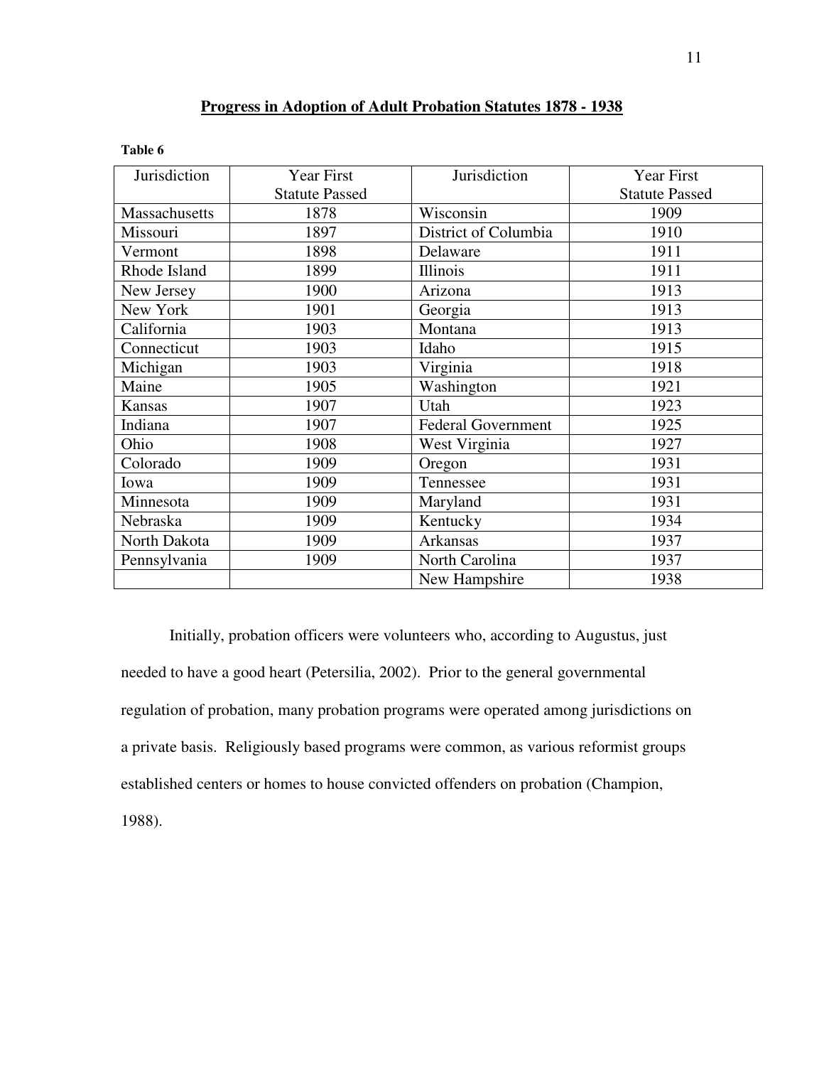**Progress in Adoption of Adult Probation Statutes 1878 - 1938**

**Table 6**

| Jurisdiction | Year First Statute Passed | Jurisdiction | Year First Statute Passed |
|---|---|---|---|
| Massachusetts | 1878 | Wisconsin | 1909 |
| Missouri | 1897 | District of Columbia | 1910 |
| Vermont | 1898 | Delaware | 1911 |
| Rhode Island | 1899 | Illinois | 1911 |
| New Jersey | 1900 | Arizona | 1913 |
| New York | 1901 | Georgia | 1913 |
| California | 1903 | Montana | 1913 |
| Connecticut | 1903 | Idaho | 1915 |
| Michigan | 1903 | Virginia | 1918 |
| Maine | 1905 | Washington | 1921 |
| Kansas | 1907 | Utah | 1923 |
| Indiana | 1907 | Federal Government | 1925 |
| Ohio | 1908 | West Virginia | 1927 |
| Colorado | 1909 | Oregon | 1931 |
| Iowa | 1909 | Tennessee | 1931 |
| Minnesota | 1909 | Maryland | 1931 |
| Nebraska | 1909 | Kentucky | 1934 |
| North Dakota | 1909 | Arkansas | 1937 |
| Pennsylvania | 1909 | North Carolina | 1937 |
| | | New Hampshire | 1938 |

Initially, probation officers were volunteers who, according to Augustus, just needed to have a good heart (Petersilia, 2002). Prior to the general governmental regulation of probation, many probation programs were operated among jurisdictions on a private basis. Religiously based programs were common, as various reformist groups established centers or homes to house convicted offenders on probation (Champion, 1988).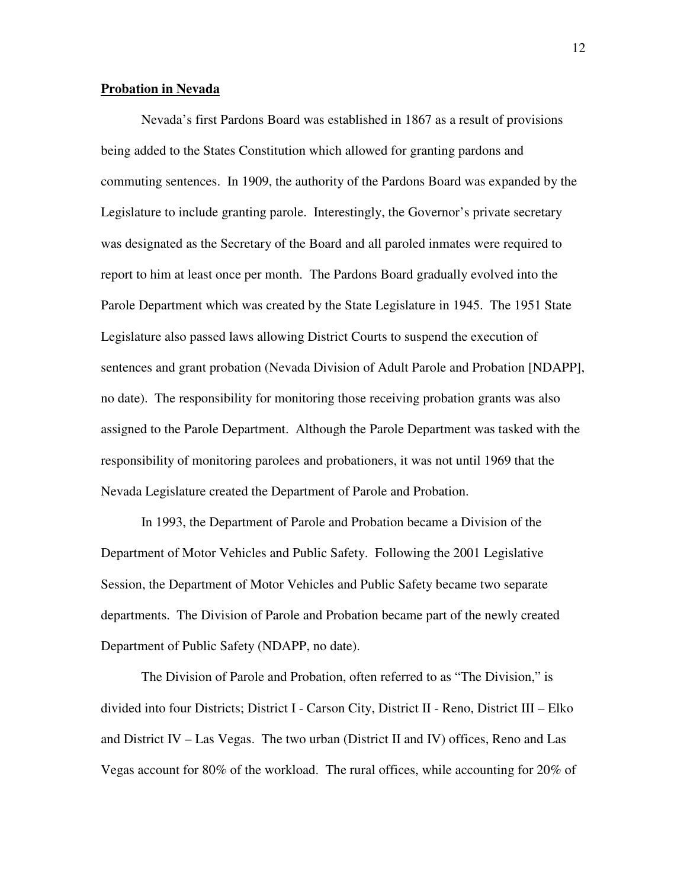## Probation in Nevada

Nevada's first Pardons Board was established in 1867 as a result of provisions being added to the States Constitution which allowed for granting pardons and commuting sentences. In 1909, the authority of the Pardons Board was expanded by the Legislature to include granting parole. Interestingly, the Governor's private secretary was designated as the Secretary of the Board and all paroled inmates were required to report to him at least once per month. The Pardons Board gradually evolved into the Parole Department which was created by the State Legislature in 1945. The 1951 State Legislature also passed laws allowing District Courts to suspend the execution of sentences and grant probation (Nevada Division of Adult Parole and Probation [NDAPP], no date). The responsibility for monitoring those receiving probation grants was also assigned to the Parole Department. Although the Parole Department was tasked with the responsibility of monitoring parolees and probationers, it was not until 1969 that the Nevada Legislature created the Department of Parole and Probation.

In 1993, the Department of Parole and Probation became a Division of the Department of Motor Vehicles and Public Safety. Following the 2001 Legislative Session, the Department of Motor Vehicles and Public Safety became two separate departments. The Division of Parole and Probation became part of the newly created Department of Public Safety (NDAPP, no date).

The Division of Parole and Probation, often referred to as "The Division," is divided into four Districts; District I - Carson City, District II - Reno, District III – Elko and District IV – Las Vegas. The two urban (District II and IV) offices, Reno and Las Vegas account for 80% of the workload. The rural offices, while accounting for 20% of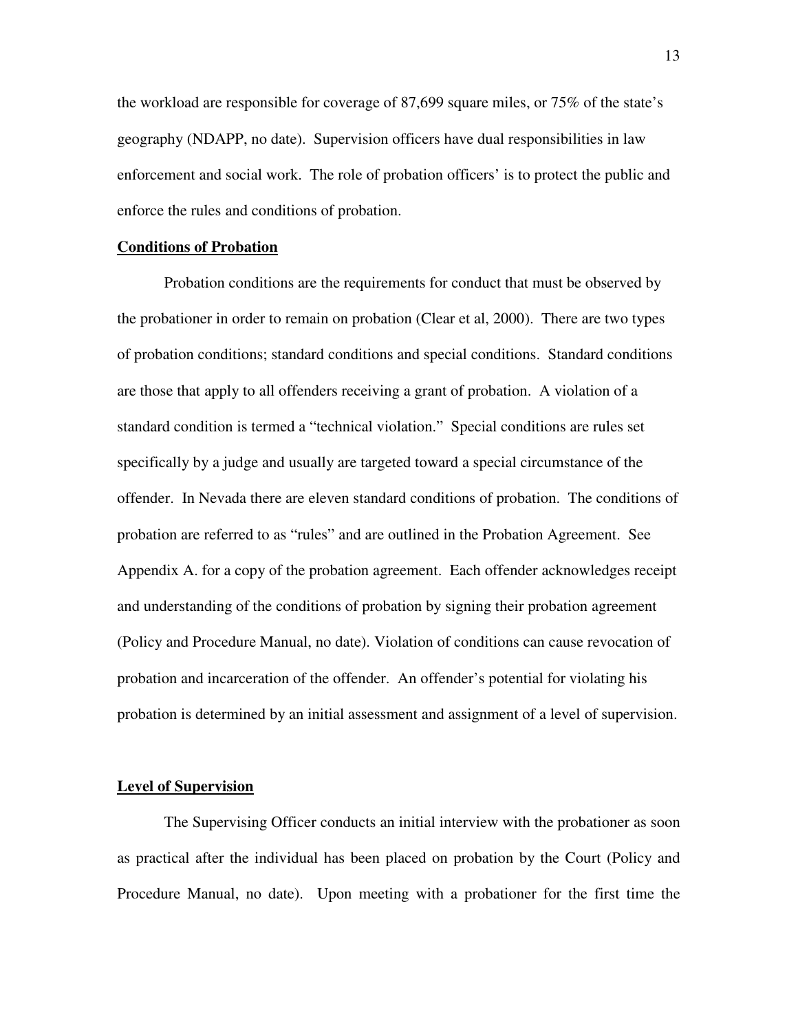the workload are responsible for coverage of 87,699 square miles, or 75% of the state's geography (NDAPP, no date). Supervision officers have dual responsibilities in law enforcement and social work. The role of probation officers' is to protect the public and enforce the rules and conditions of probation.

## Conditions of Probation

Probation conditions are the requirements for conduct that must be observed by the probationer in order to remain on probation (Clear et al, 2000). There are two types of probation conditions; standard conditions and special conditions. Standard conditions are those that apply to all offenders receiving a grant of probation. A violation of a standard condition is termed a "technical violation." Special conditions are rules set specifically by a judge and usually are targeted toward a special circumstance of the offender. In Nevada there are eleven standard conditions of probation. The conditions of probation are referred to as "rules" and are outlined in the Probation Agreement. See Appendix A. for a copy of the probation agreement. Each offender acknowledges receipt and understanding of the conditions of probation by signing their probation agreement (Policy and Procedure Manual, no date). Violation of conditions can cause revocation of probation and incarceration of the offender. An offender's potential for violating his probation is determined by an initial assessment and assignment of a level of supervision.

## Level of Supervision

The Supervising Officer conducts an initial interview with the probationer as soon as practical after the individual has been placed on probation by the Court (Policy and Procedure Manual, no date). Upon meeting with a probationer for the first time the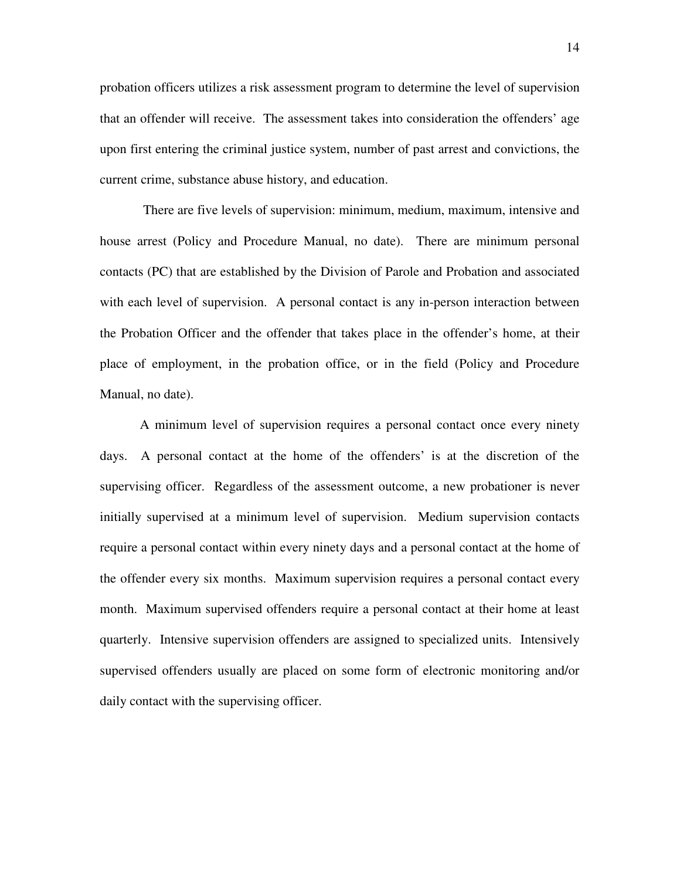probation officers utilizes a risk assessment program to determine the level of supervision that an offender will receive. The assessment takes into consideration the offenders' age upon first entering the criminal justice system, number of past arrest and convictions, the current crime, substance abuse history, and education.

There are five levels of supervision: minimum, medium, maximum, intensive and house arrest (Policy and Procedure Manual, no date). There are minimum personal contacts (PC) that are established by the Division of Parole and Probation and associated with each level of supervision. A personal contact is any in-person interaction between the Probation Officer and the offender that takes place in the offender's home, at their place of employment, in the probation office, or in the field (Policy and Procedure Manual, no date).

A minimum level of supervision requires a personal contact once every ninety days. A personal contact at the home of the offenders' is at the discretion of the supervising officer. Regardless of the assessment outcome, a new probationer is never initially supervised at a minimum level of supervision. Medium supervision contacts require a personal contact within every ninety days and a personal contact at the home of the offender every six months. Maximum supervision requires a personal contact every month. Maximum supervised offenders require a personal contact at their home at least quarterly. Intensive supervision offenders are assigned to specialized units. Intensively supervised offenders usually are placed on some form of electronic monitoring and/or daily contact with the supervising officer.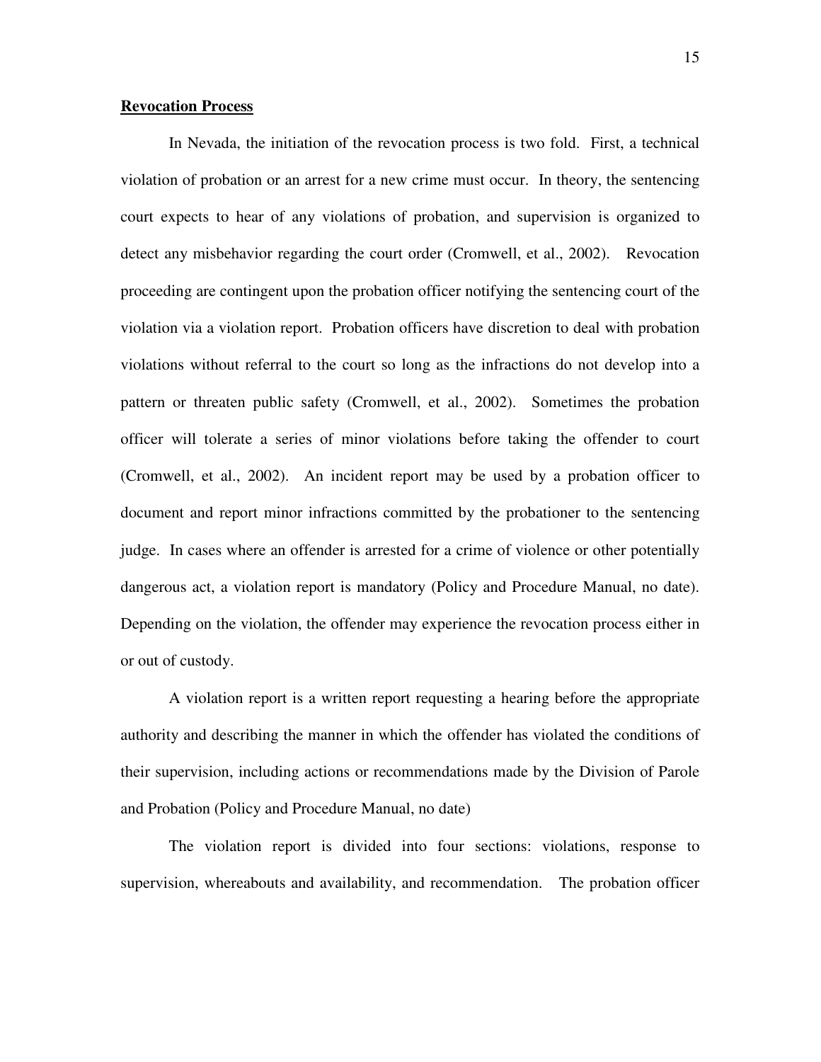**Revocation Process**

In Nevada, the initiation of the revocation process is two fold. First, a technical violation of probation or an arrest for a new crime must occur. In theory, the sentencing court expects to hear of any violations of probation, and supervision is organized to detect any misbehavior regarding the court order (Cromwell, et al., 2002). Revocation proceeding are contingent upon the probation officer notifying the sentencing court of the violation via a violation report. Probation officers have discretion to deal with probation violations without referral to the court so long as the infractions do not develop into a pattern or threaten public safety (Cromwell, et al., 2002). Sometimes the probation officer will tolerate a series of minor violations before taking the offender to court (Cromwell, et al., 2002). An incident report may be used by a probation officer to document and report minor infractions committed by the probationer to the sentencing judge. In cases where an offender is arrested for a crime of violence or other potentially dangerous act, a violation report is mandatory (Policy and Procedure Manual, no date). Depending on the violation, the offender may experience the revocation process either in or out of custody.

A violation report is a written report requesting a hearing before the appropriate authority and describing the manner in which the offender has violated the conditions of their supervision, including actions or recommendations made by the Division of Parole and Probation (Policy and Procedure Manual, no date)

The violation report is divided into four sections: violations, response to supervision, whereabouts and availability, and recommendation. The probation officer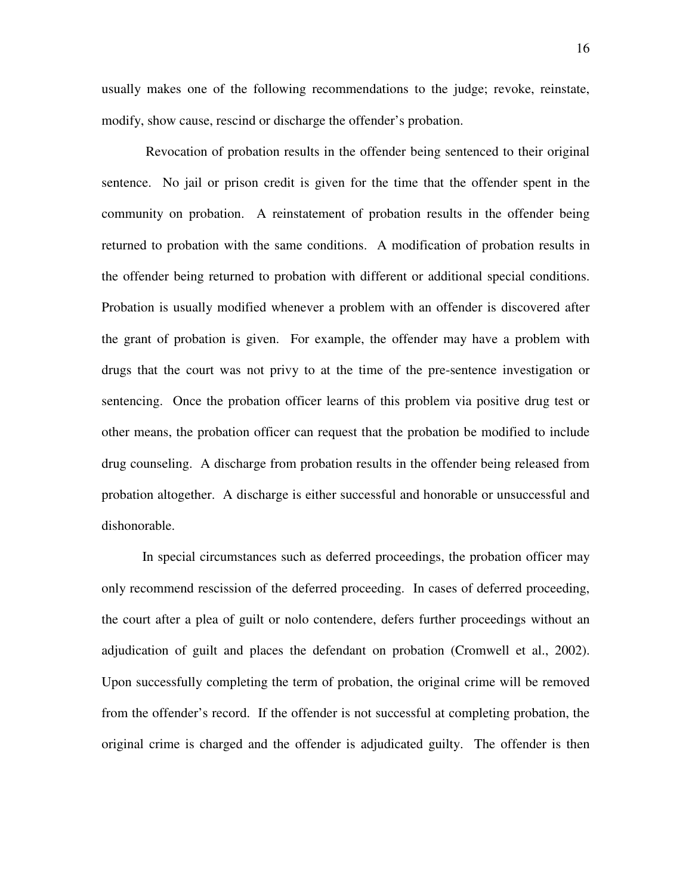usually makes one of the following recommendations to the judge; revoke, reinstate, modify, show cause, rescind or discharge the offender's probation.

Revocation of probation results in the offender being sentenced to their original sentence. No jail or prison credit is given for the time that the offender spent in the community on probation. A reinstatement of probation results in the offender being returned to probation with the same conditions. A modification of probation results in the offender being returned to probation with different or additional special conditions. Probation is usually modified whenever a problem with an offender is discovered after the grant of probation is given. For example, the offender may have a problem with drugs that the court was not privy to at the time of the pre-sentence investigation or sentencing. Once the probation officer learns of this problem via positive drug test or other means, the probation officer can request that the probation be modified to include drug counseling. A discharge from probation results in the offender being released from probation altogether. A discharge is either successful and honorable or unsuccessful and dishonorable.

In special circumstances such as deferred proceedings, the probation officer may only recommend rescission of the deferred proceeding. In cases of deferred proceeding, the court after a plea of guilt or nolo contendere, defers further proceedings without an adjudication of guilt and places the defendant on probation (Cromwell et al., 2002). Upon successfully completing the term of probation, the original crime will be removed from the offender's record. If the offender is not successful at completing probation, the original crime is charged and the offender is adjudicated guilty. The offender is then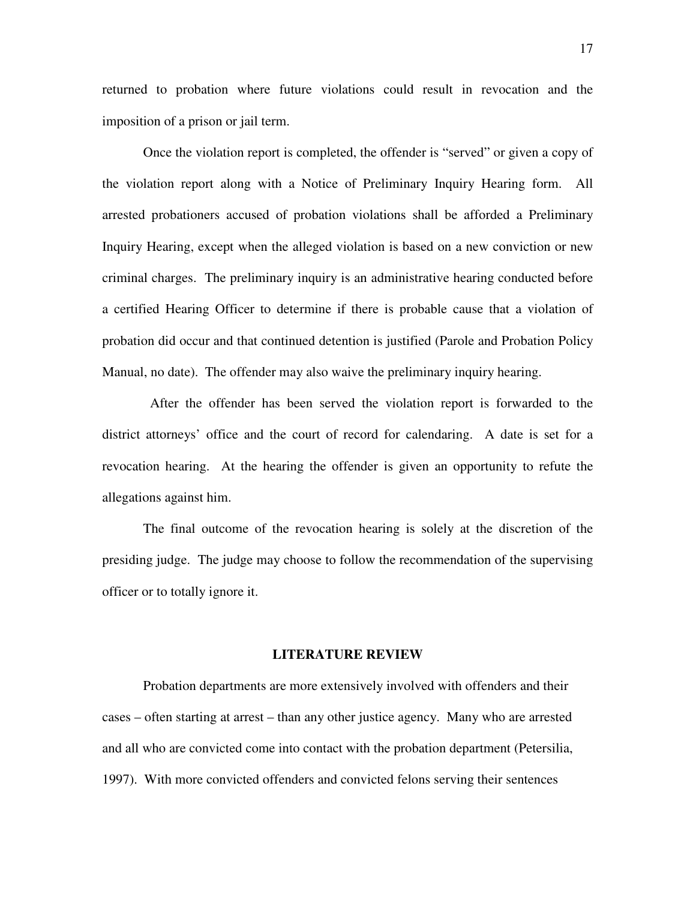returned to probation where future violations could result in revocation and the imposition of a prison or jail term.

Once the violation report is completed, the offender is "served" or given a copy of the violation report along with a Notice of Preliminary Inquiry Hearing form. All arrested probationers accused of probation violations shall be afforded a Preliminary Inquiry Hearing, except when the alleged violation is based on a new conviction or new criminal charges. The preliminary inquiry is an administrative hearing conducted before a certified Hearing Officer to determine if there is probable cause that a violation of probation did occur and that continued detention is justified (Parole and Probation Policy Manual, no date). The offender may also waive the preliminary inquiry hearing.

After the offender has been served the violation report is forwarded to the district attorneys' office and the court of record for calendaring. A date is set for a revocation hearing. At the hearing the offender is given an opportunity to refute the allegations against him.

The final outcome of the revocation hearing is solely at the discretion of the presiding judge. The judge may choose to follow the recommendation of the supervising officer or to totally ignore it.

## LITERATURE REVIEW

Probation departments are more extensively involved with offenders and their cases – often starting at arrest – than any other justice agency. Many who are arrested and all who are convicted come into contact with the probation department (Petersilia, 1997). With more convicted offenders and convicted felons serving their sentences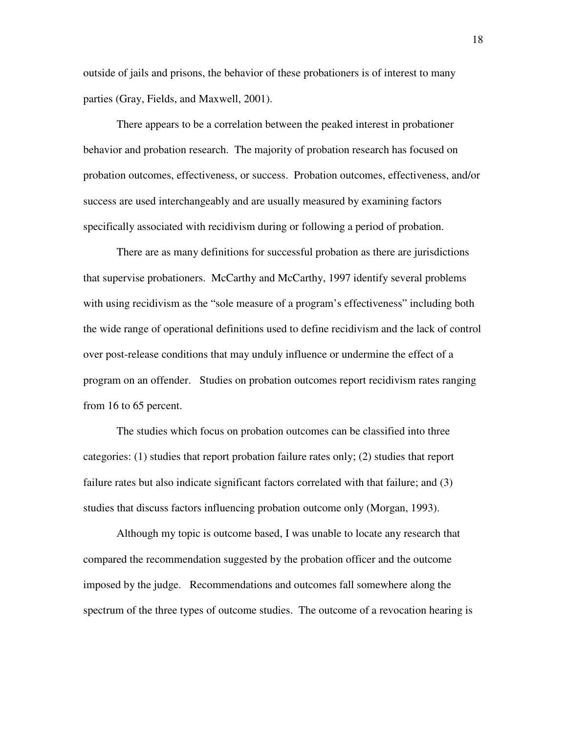outside of jails and prisons, the behavior of these probationers is of interest to many parties (Gray, Fields, and Maxwell, 2001).

There appears to be a correlation between the peaked interest in probationer behavior and probation research. The majority of probation research has focused on probation outcomes, effectiveness, or success. Probation outcomes, effectiveness, and/or success are used interchangeably and are usually measured by examining factors specifically associated with recidivism during or following a period of probation.

There are as many definitions for successful probation as there are jurisdictions that supervise probationers. McCarthy and McCarthy, 1997 identify several problems with using recidivism as the "sole measure of a program's effectiveness" including both the wide range of operational definitions used to define recidivism and the lack of control over post-release conditions that may unduly influence or undermine the effect of a program on an offender. Studies on probation outcomes report recidivism rates ranging from 16 to 65 percent.

The studies which focus on probation outcomes can be classified into three categories: (1) studies that report probation failure rates only; (2) studies that report failure rates but also indicate significant factors correlated with that failure; and (3) studies that discuss factors influencing probation outcome only (Morgan, 1993).

Although my topic is outcome based, I was unable to locate any research that compared the recommendation suggested by the probation officer and the outcome imposed by the judge. Recommendations and outcomes fall somewhere along the spectrum of the three types of outcome studies. The outcome of a revocation hearing is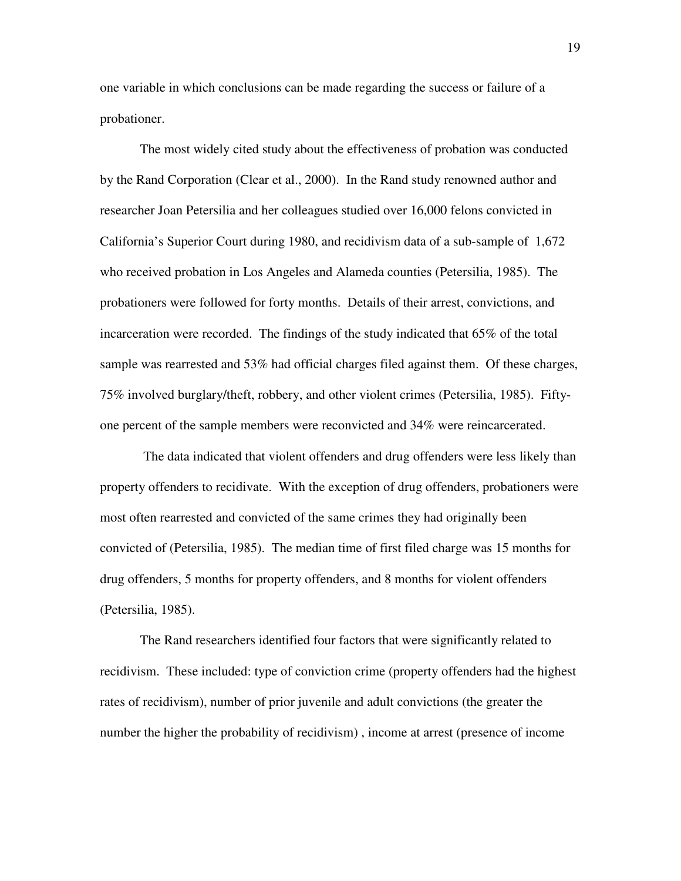one variable in which conclusions can be made regarding the success or failure of a probationer.

The most widely cited study about the effectiveness of probation was conducted by the Rand Corporation (Clear et al., 2000). In the Rand study renowned author and researcher Joan Petersilia and her colleagues studied over 16,000 felons convicted in California's Superior Court during 1980, and recidivism data of a sub-sample of 1,672 who received probation in Los Angeles and Alameda counties (Petersilia, 1985). The probationers were followed for forty months. Details of their arrest, convictions, and incarceration were recorded. The findings of the study indicated that 65% of the total sample was rearrested and 53% had official charges filed against them. Of these charges, 75% involved burglary/theft, robbery, and other violent crimes (Petersilia, 1985). Fifty-one percent of the sample members were reconvicted and 34% were reincarcerated.

The data indicated that violent offenders and drug offenders were less likely than property offenders to recidivate. With the exception of drug offenders, probationers were most often rearrested and convicted of the same crimes they had originally been convicted of (Petersilia, 1985). The median time of first filed charge was 15 months for drug offenders, 5 months for property offenders, and 8 months for violent offenders (Petersilia, 1985).

The Rand researchers identified four factors that were significantly related to recidivism. These included: type of conviction crime (property offenders had the highest rates of recidivism), number of prior juvenile and adult convictions (the greater the number the higher the probability of recidivism) , income at arrest (presence of income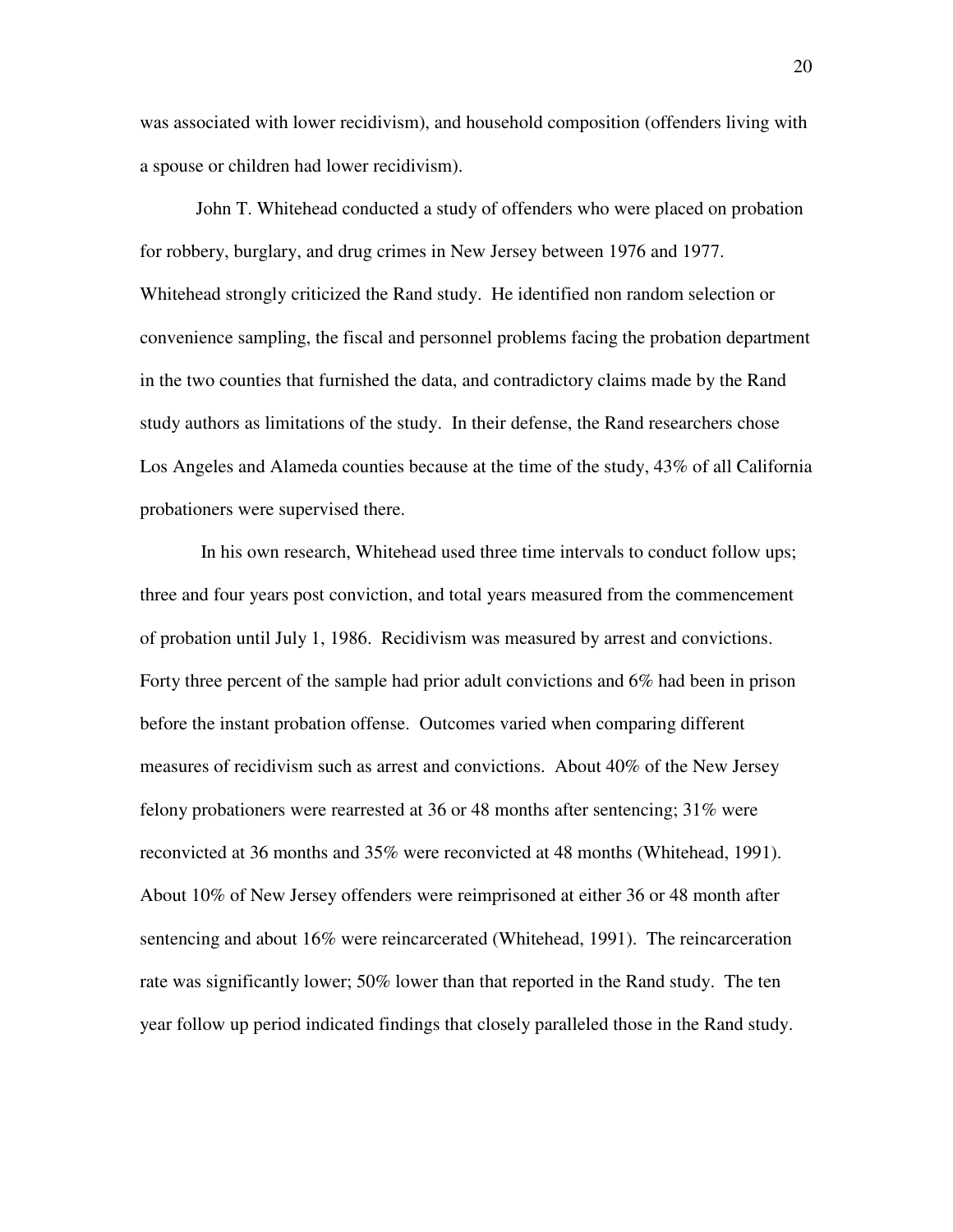was associated with lower recidivism), and household composition (offenders living with a spouse or children had lower recidivism).

John T. Whitehead conducted a study of offenders who were placed on probation for robbery, burglary, and drug crimes in New Jersey between 1976 and 1977. Whitehead strongly criticized the Rand study. He identified non random selection or convenience sampling, the fiscal and personnel problems facing the probation department in the two counties that furnished the data, and contradictory claims made by the Rand study authors as limitations of the study. In their defense, the Rand researchers chose Los Angeles and Alameda counties because at the time of the study, 43% of all California probationers were supervised there.

In his own research, Whitehead used three time intervals to conduct follow ups; three and four years post conviction, and total years measured from the commencement of probation until July 1, 1986. Recidivism was measured by arrest and convictions. Forty three percent of the sample had prior adult convictions and 6% had been in prison before the instant probation offense. Outcomes varied when comparing different measures of recidivism such as arrest and convictions. About 40% of the New Jersey felony probationers were rearrested at 36 or 48 months after sentencing; 31% were reconvicted at 36 months and 35% were reconvicted at 48 months (Whitehead, 1991). About 10% of New Jersey offenders were reimprisoned at either 36 or 48 month after sentencing and about 16% were reincarcerated (Whitehead, 1991). The reincarceration rate was significantly lower; 50% lower than that reported in the Rand study. The ten year follow up period indicated findings that closely paralleled those in the Rand study.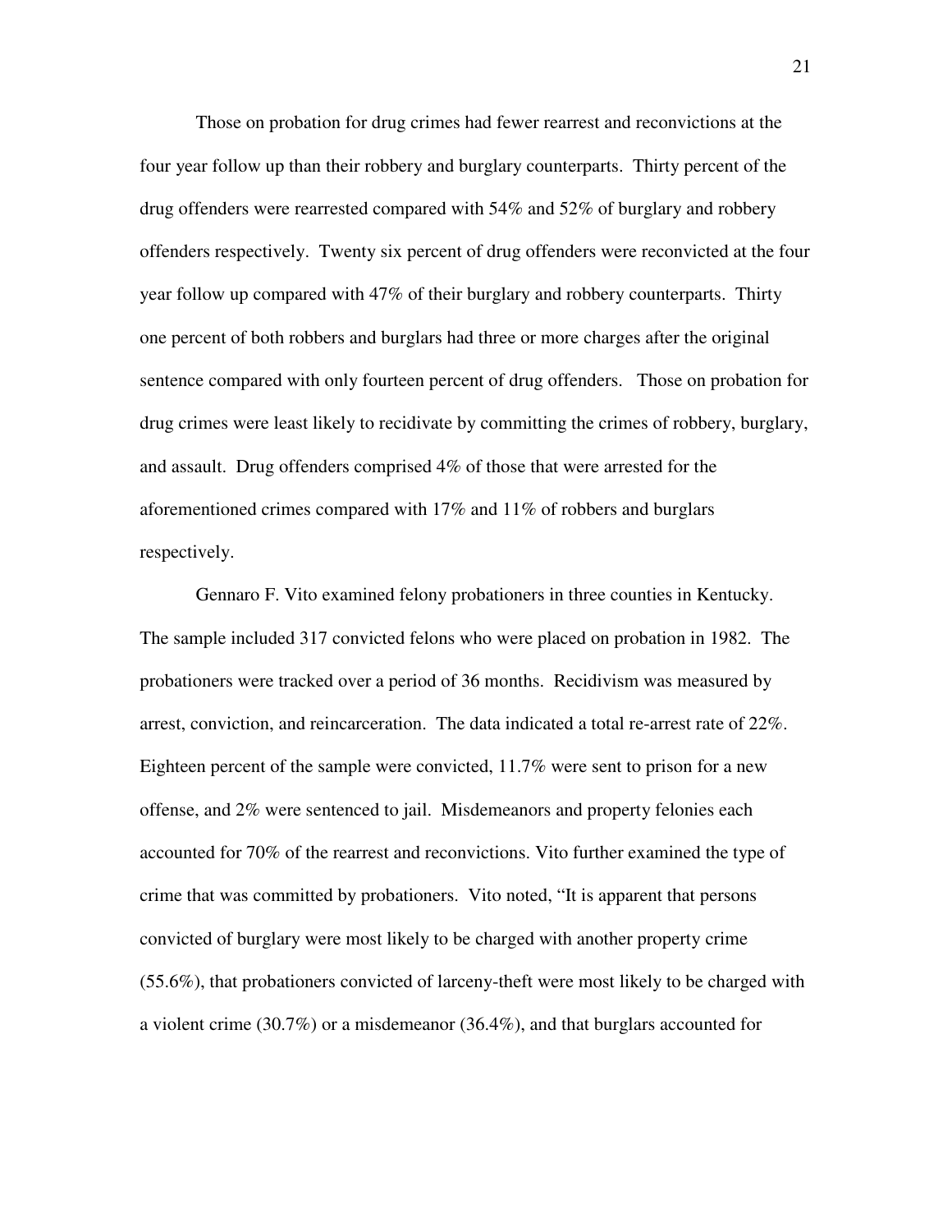Those on probation for drug crimes had fewer rearrest and reconvictions at the four year follow up than their robbery and burglary counterparts. Thirty percent of the drug offenders were rearrested compared with 54% and 52% of burglary and robbery offenders respectively. Twenty six percent of drug offenders were reconvicted at the four year follow up compared with 47% of their burglary and robbery counterparts. Thirty one percent of both robbers and burglars had three or more charges after the original sentence compared with only fourteen percent of drug offenders. Those on probation for drug crimes were least likely to recidivate by committing the crimes of robbery, burglary, and assault. Drug offenders comprised 4% of those that were arrested for the aforementioned crimes compared with 17% and 11% of robbers and burglars respectively.

Gennaro F. Vito examined felony probationers in three counties in Kentucky. The sample included 317 convicted felons who were placed on probation in 1982. The probationers were tracked over a period of 36 months. Recidivism was measured by arrest, conviction, and reincarceration. The data indicated a total re-arrest rate of 22%. Eighteen percent of the sample were convicted, 11.7% were sent to prison for a new offense, and 2% were sentenced to jail. Misdemeanors and property felonies each accounted for 70% of the rearrest and reconvictions. Vito further examined the type of crime that was committed by probationers. Vito noted, "It is apparent that persons convicted of burglary were most likely to be charged with another property crime (55.6%), that probationers convicted of larceny-theft were most likely to be charged with a violent crime (30.7%) or a misdemeanor (36.4%), and that burglars accounted for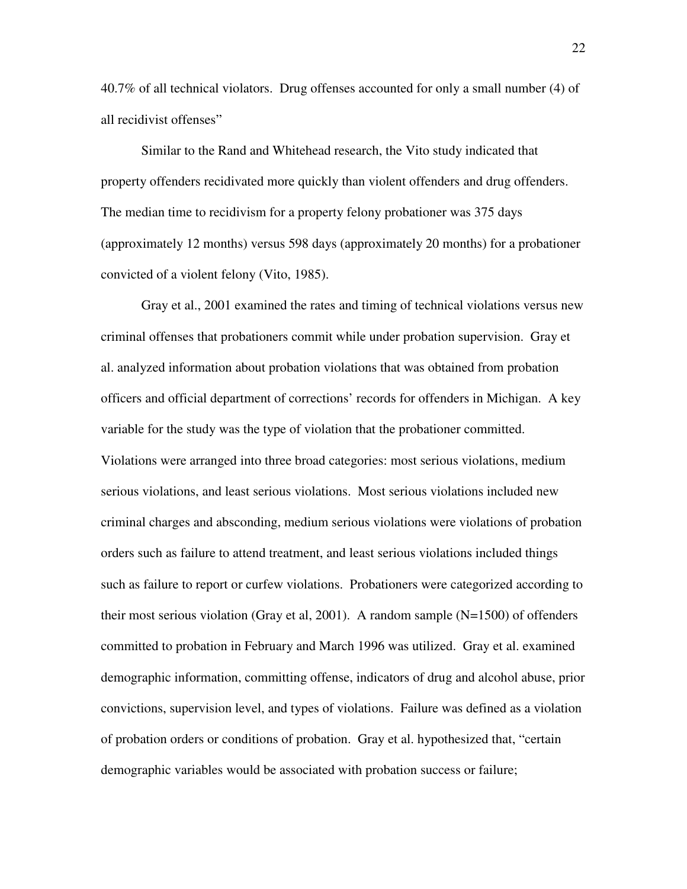40.7% of all technical violators. Drug offenses accounted for only a small number (4) of all recidivist offenses"

Similar to the Rand and Whitehead research, the Vito study indicated that property offenders recidivated more quickly than violent offenders and drug offenders. The median time to recidivism for a property felony probationer was 375 days (approximately 12 months) versus 598 days (approximately 20 months) for a probationer convicted of a violent felony (Vito, 1985).

Gray et al., 2001 examined the rates and timing of technical violations versus new criminal offenses that probationers commit while under probation supervision. Gray et al. analyzed information about probation violations that was obtained from probation officers and official department of corrections' records for offenders in Michigan. A key variable for the study was the type of violation that the probationer committed. Violations were arranged into three broad categories: most serious violations, medium serious violations, and least serious violations. Most serious violations included new criminal charges and absconding, medium serious violations were violations of probation orders such as failure to attend treatment, and least serious violations included things such as failure to report or curfew violations. Probationers were categorized according to their most serious violation (Gray et al, 2001). A random sample (N=1500) of offenders committed to probation in February and March 1996 was utilized. Gray et al. examined demographic information, committing offense, indicators of drug and alcohol abuse, prior convictions, supervision level, and types of violations. Failure was defined as a violation of probation orders or conditions of probation. Gray et al. hypothesized that, "certain demographic variables would be associated with probation success or failure;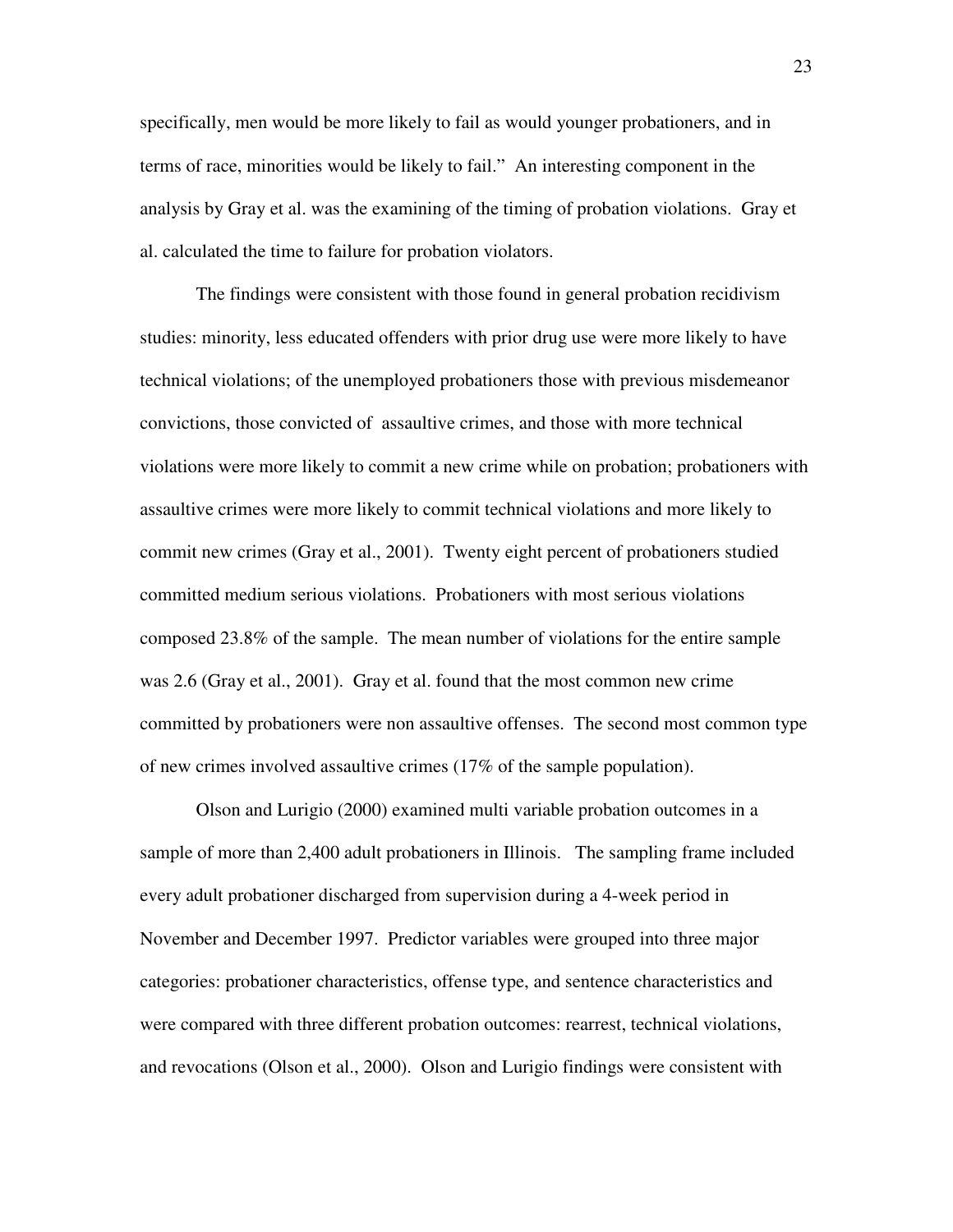specifically, men would be more likely to fail as would younger probationers, and in terms of race, minorities would be likely to fail." An interesting component in the analysis by Gray et al. was the examining of the timing of probation violations. Gray et al. calculated the time to failure for probation violators.

The findings were consistent with those found in general probation recidivism studies: minority, less educated offenders with prior drug use were more likely to have technical violations; of the unemployed probationers those with previous misdemeanor convictions, those convicted of assaultive crimes, and those with more technical violations were more likely to commit a new crime while on probation; probationers with assaultive crimes were more likely to commit technical violations and more likely to commit new crimes (Gray et al., 2001). Twenty eight percent of probationers studied committed medium serious violations. Probationers with most serious violations composed 23.8% of the sample. The mean number of violations for the entire sample was 2.6 (Gray et al., 2001). Gray et al. found that the most common new crime committed by probationers were non assaultive offenses. The second most common type of new crimes involved assaultive crimes (17% of the sample population).

Olson and Lurigio (2000) examined multi variable probation outcomes in a sample of more than 2,400 adult probationers in Illinois. The sampling frame included every adult probationer discharged from supervision during a 4-week period in November and December 1997. Predictor variables were grouped into three major categories: probationer characteristics, offense type, and sentence characteristics and were compared with three different probation outcomes: rearrest, technical violations, and revocations (Olson et al., 2000). Olson and Lurigio findings were consistent with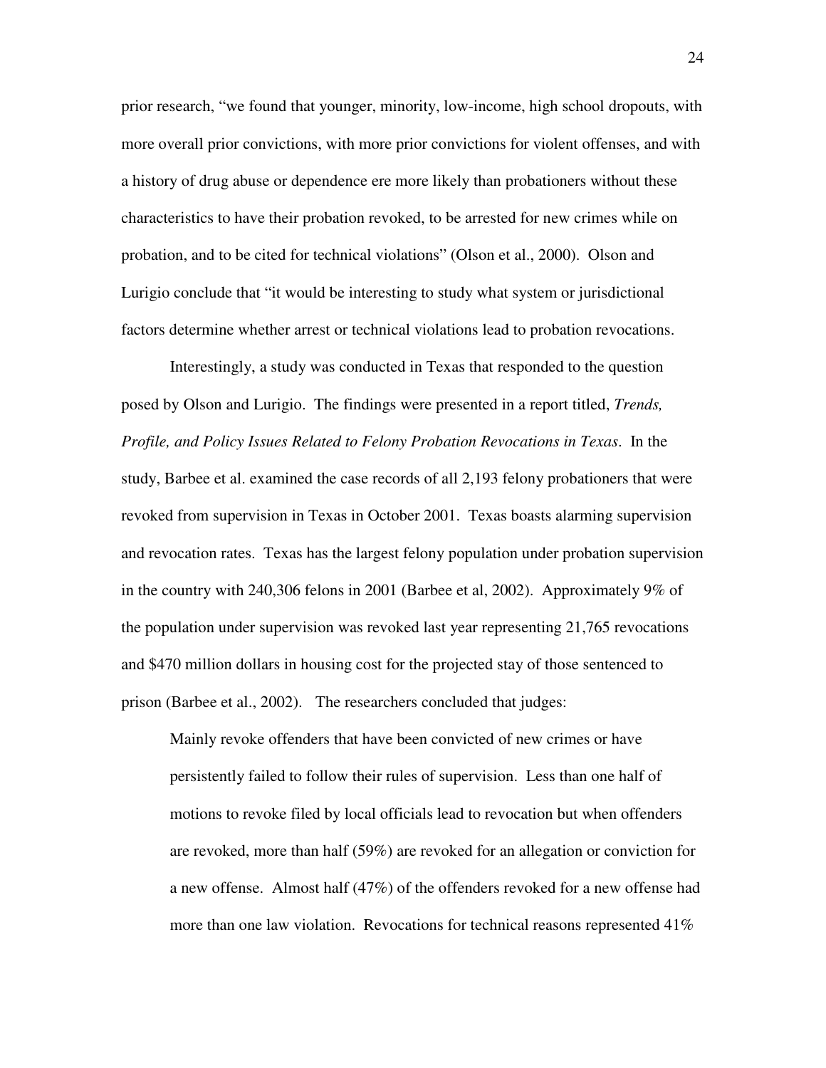prior research, "we found that younger, minority, low-income, high school dropouts, with more overall prior convictions, with more prior convictions for violent offenses, and with a history of drug abuse or dependence ere more likely than probationers without these characteristics to have their probation revoked, to be arrested for new crimes while on probation, and to be cited for technical violations" (Olson et al., 2000). Olson and Lurigio conclude that "it would be interesting to study what system or jurisdictional factors determine whether arrest or technical violations lead to probation revocations.

Interestingly, a study was conducted in Texas that responded to the question posed by Olson and Lurigio. The findings were presented in a report titled, *Trends, Profile, and Policy Issues Related to Felony Probation Revocations in Texas*. In the study, Barbee et al. examined the case records of all 2,193 felony probationers that were revoked from supervision in Texas in October 2001. Texas boasts alarming supervision and revocation rates. Texas has the largest felony population under probation supervision in the country with 240,306 felons in 2001 (Barbee et al, 2002). Approximately 9% of the population under supervision was revoked last year representing 21,765 revocations and $470 million dollars in housing cost for the projected stay of those sentenced to prison (Barbee et al., 2002). The researchers concluded that judges:

> Mainly revoke offenders that have been convicted of new crimes or have persistently failed to follow their rules of supervision. Less than one half of motions to revoke filed by local officials lead to revocation but when offenders are revoked, more than half (59%) are revoked for an allegation or conviction for a new offense. Almost half (47%) of the offenders revoked for a new offense had more than one law violation. Revocations for technical reasons represented 41%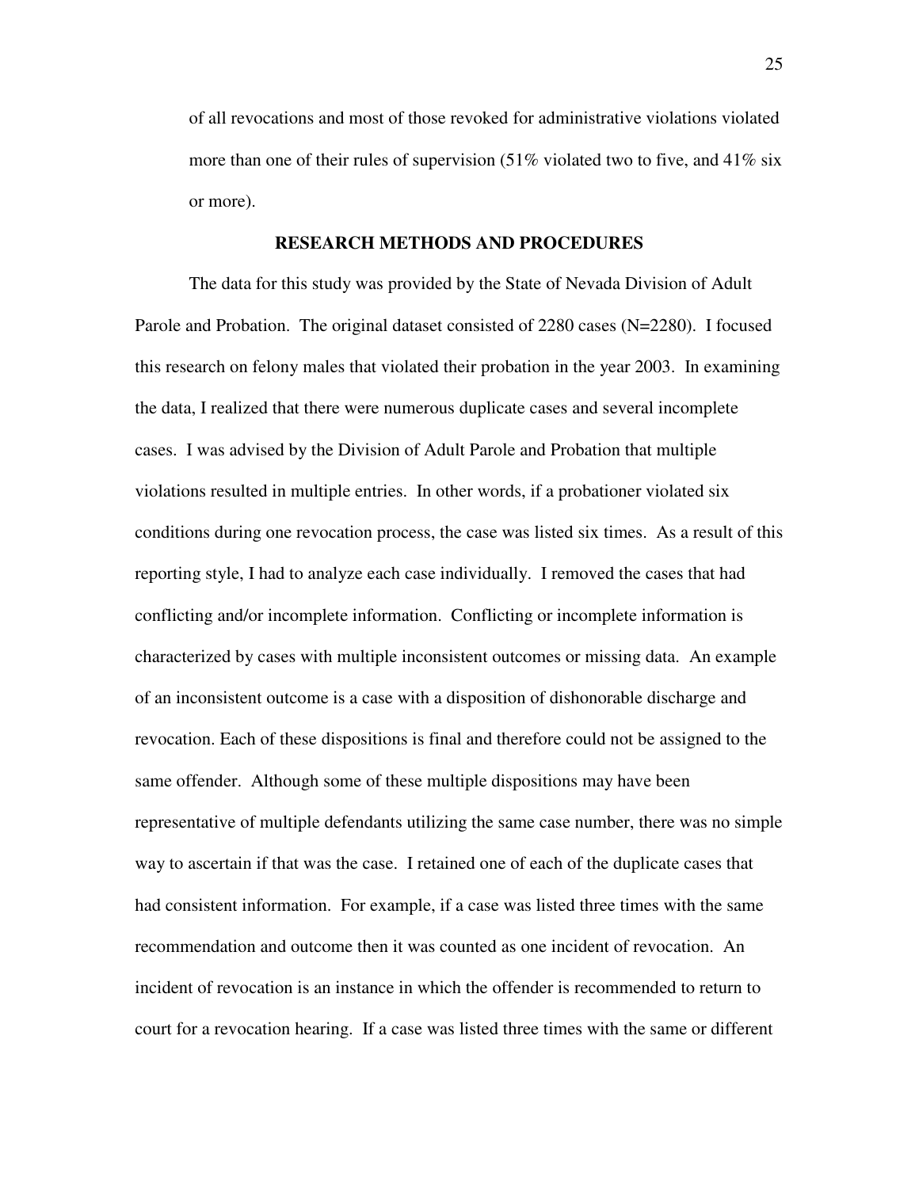of all revocations and most of those revoked for administrative violations violated more than one of their rules of supervision (51% violated two to five, and 41% six or more).

## RESEARCH METHODS AND PROCEDURES

The data for this study was provided by the State of Nevada Division of Adult Parole and Probation. The original dataset consisted of 2280 cases (N=2280). I focused this research on felony males that violated their probation in the year 2003. In examining the data, I realized that there were numerous duplicate cases and several incomplete cases. I was advised by the Division of Adult Parole and Probation that multiple violations resulted in multiple entries. In other words, if a probationer violated six conditions during one revocation process, the case was listed six times. As a result of this reporting style, I had to analyze each case individually. I removed the cases that had conflicting and/or incomplete information. Conflicting or incomplete information is characterized by cases with multiple inconsistent outcomes or missing data. An example of an inconsistent outcome is a case with a disposition of dishonorable discharge and revocation. Each of these dispositions is final and therefore could not be assigned to the same offender. Although some of these multiple dispositions may have been representative of multiple defendants utilizing the same case number, there was no simple way to ascertain if that was the case. I retained one of each of the duplicate cases that had consistent information. For example, if a case was listed three times with the same recommendation and outcome then it was counted as one incident of revocation. An incident of revocation is an instance in which the offender is recommended to return to court for a revocation hearing. If a case was listed three times with the same or different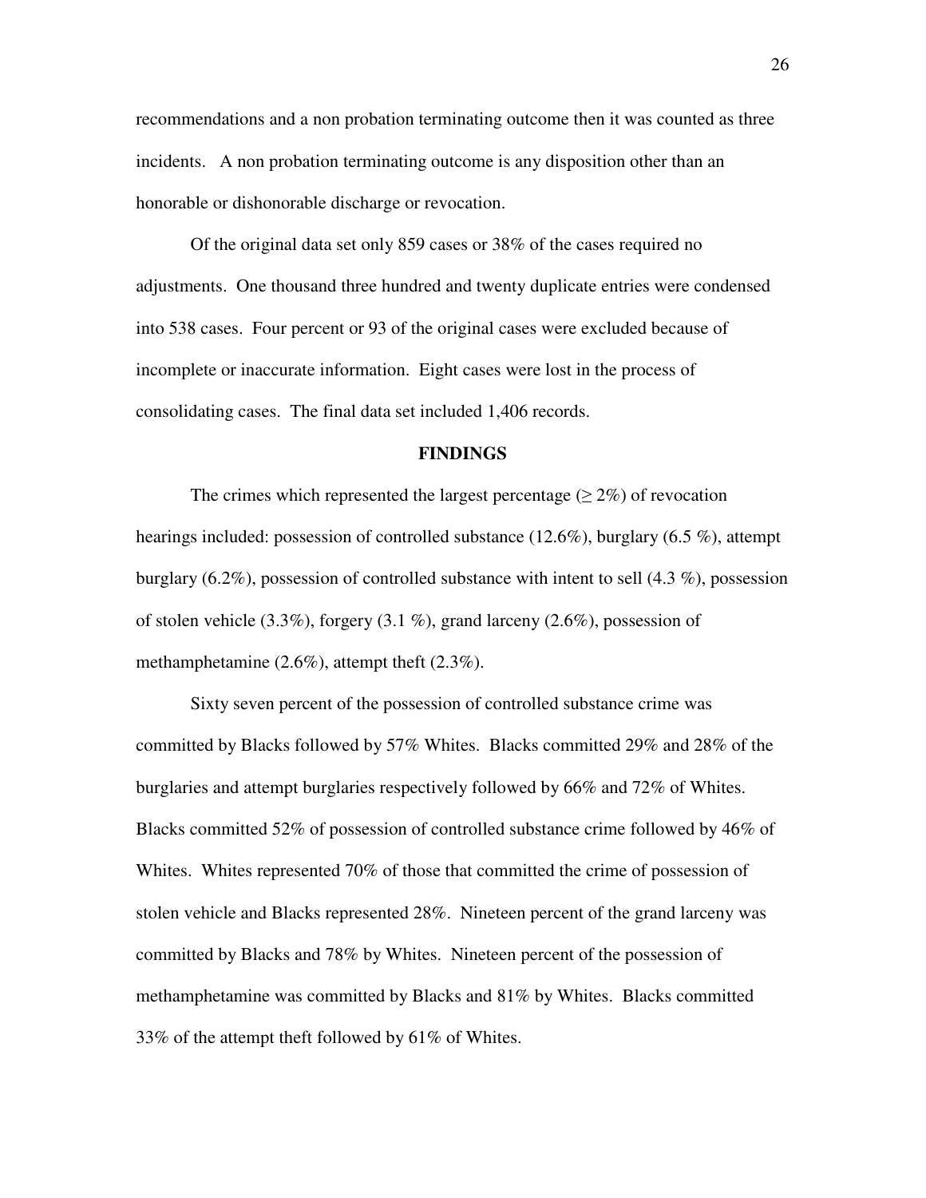recommendations and a non probation terminating outcome then it was counted as three incidents. A non probation terminating outcome is any disposition other than an honorable or dishonorable discharge or revocation.

Of the original data set only 859 cases or 38% of the cases required no adjustments. One thousand three hundred and twenty duplicate entries were condensed into 538 cases. Four percent or 93 of the original cases were excluded because of incomplete or inaccurate information. Eight cases were lost in the process of consolidating cases. The final data set included 1,406 records.

## FINDINGS

The crimes which represented the largest percentage ($\geq 2\%$) of revocation hearings included: possession of controlled substance (12.6%), burglary (6.5 %), attempt burglary (6.2%), possession of controlled substance with intent to sell (4.3 %), possession of stolen vehicle (3.3%), forgery (3.1 %), grand larceny (2.6%), possession of methamphetamine (2.6%), attempt theft (2.3%).

Sixty seven percent of the possession of controlled substance crime was committed by Blacks followed by 57% Whites. Blacks committed 29% and 28% of the burglaries and attempt burglaries respectively followed by 66% and 72% of Whites. Blacks committed 52% of possession of controlled substance crime followed by 46% of Whites. Whites represented 70% of those that committed the crime of possession of stolen vehicle and Blacks represented 28%. Nineteen percent of the grand larceny was committed by Blacks and 78% by Whites. Nineteen percent of the possession of methamphetamine was committed by Blacks and 81% by Whites. Blacks committed 33% of the attempt theft followed by 61% of Whites.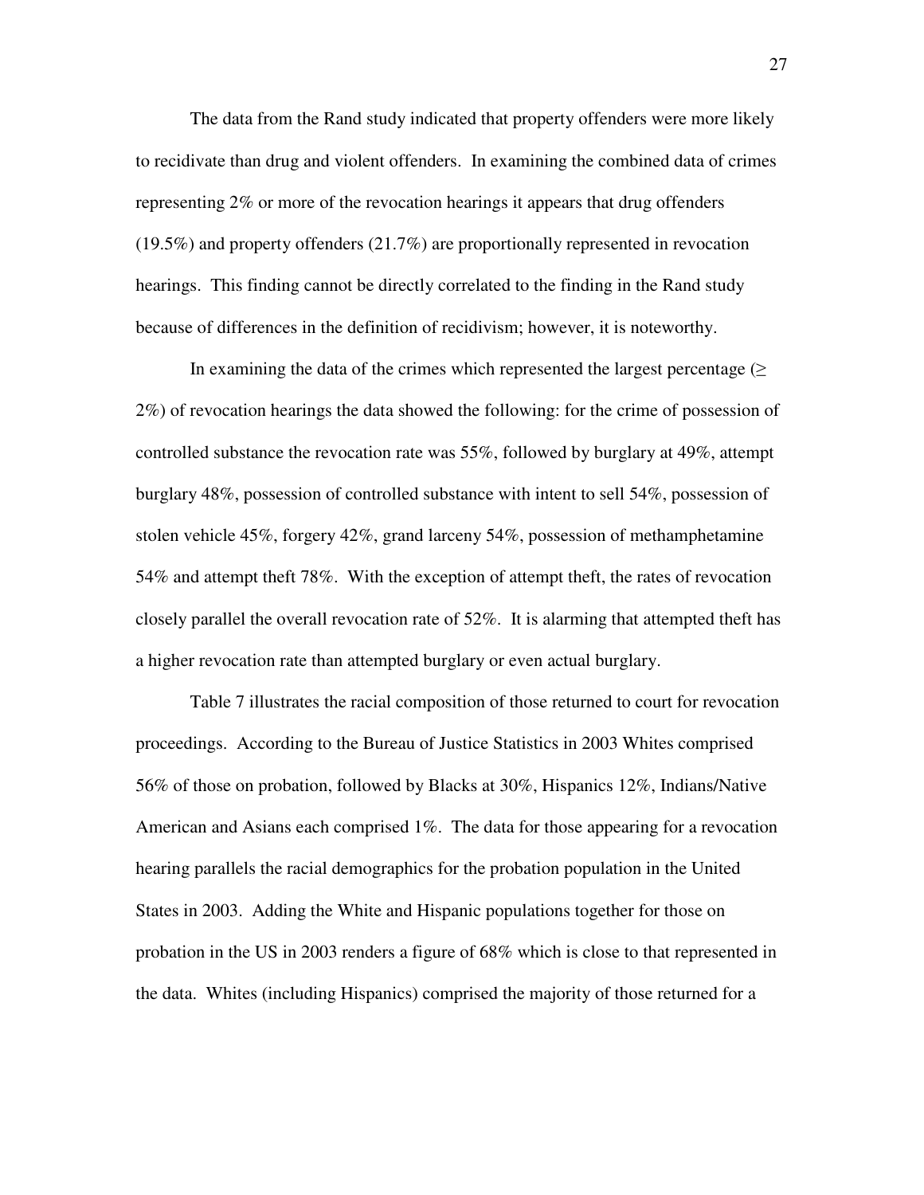The data from the Rand study indicated that property offenders were more likely to recidivate than drug and violent offenders. In examining the combined data of crimes representing 2% or more of the revocation hearings it appears that drug offenders (19.5%) and property offenders (21.7%) are proportionally represented in revocation hearings. This finding cannot be directly correlated to the finding in the Rand study because of differences in the definition of recidivism; however, it is noteworthy.

In examining the data of the crimes which represented the largest percentage (≥ 2%) of revocation hearings the data showed the following: for the crime of possession of controlled substance the revocation rate was 55%, followed by burglary at 49%, attempt burglary 48%, possession of controlled substance with intent to sell 54%, possession of stolen vehicle 45%, forgery 42%, grand larceny 54%, possession of methamphetamine 54% and attempt theft 78%. With the exception of attempt theft, the rates of revocation closely parallel the overall revocation rate of 52%. It is alarming that attempted theft has a higher revocation rate than attempted burglary or even actual burglary.

Table 7 illustrates the racial composition of those returned to court for revocation proceedings. According to the Bureau of Justice Statistics in 2003 Whites comprised 56% of those on probation, followed by Blacks at 30%, Hispanics 12%, Indians/Native American and Asians each comprised 1%. The data for those appearing for a revocation hearing parallels the racial demographics for the probation population in the United States in 2003. Adding the White and Hispanic populations together for those on probation in the US in 2003 renders a figure of 68% which is close to that represented in the data. Whites (including Hispanics) comprised the majority of those returned for a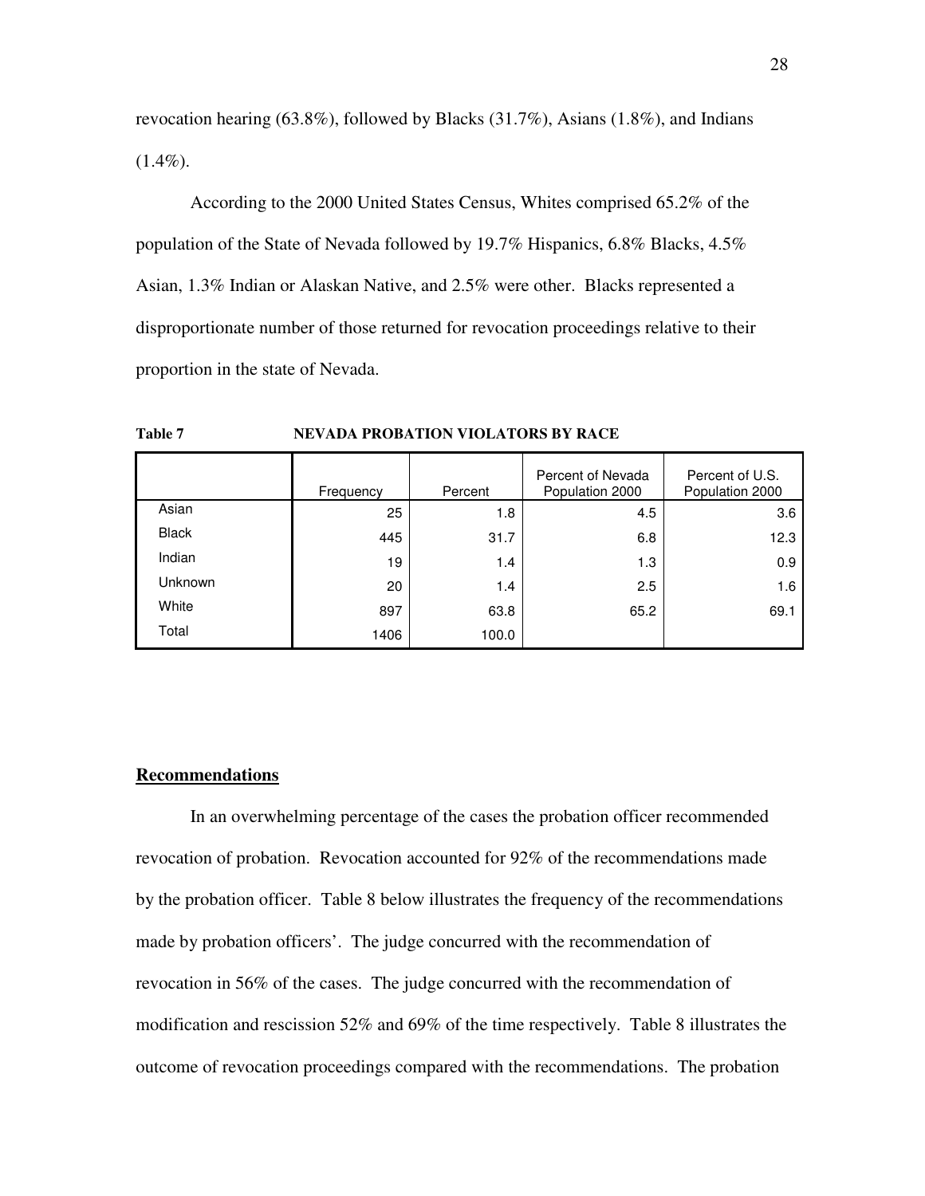revocation hearing (63.8%), followed by Blacks (31.7%), Asians (1.8%), and Indians (1.4%).

According to the 2000 United States Census, Whites comprised 65.2% of the population of the State of Nevada followed by 19.7% Hispanics, 6.8% Blacks, 4.5% Asian, 1.3% Indian or Alaskan Native, and 2.5% were other. Blacks represented a disproportionate number of those returned for revocation proceedings relative to their proportion in the state of Nevada.

**Table 7 NEVADA PROBATION VIOLATORS BY RACE**

| | Frequency | Percent | Percent of Nevada Population 2000 | Percent of U.S. Population 2000 |
|---|---|---|---|---|
| Asian | 25 | 1.8 | 4.5 | 3.6 |
| Black | 445 | 31.7 | 6.8 | 12.3 |
| Indian | 19 | 1.4 | 1.3 | 0.9 |
| Unknown | 20 | 1.4 | 2.5 | 1.6 |
| White | 897 | 63.8 | 65.2 | 69.1 |
| Total | 1406 | 100.0 | | |

## Recommendations

In an overwhelming percentage of the cases the probation officer recommended revocation of probation. Revocation accounted for 92% of the recommendations made by the probation officer. Table 8 below illustrates the frequency of the recommendations made by probation officers'. The judge concurred with the recommendation of revocation in 56% of the cases. The judge concurred with the recommendation of modification and rescission 52% and 69% of the time respectively. Table 8 illustrates the outcome of revocation proceedings compared with the recommendations. The probation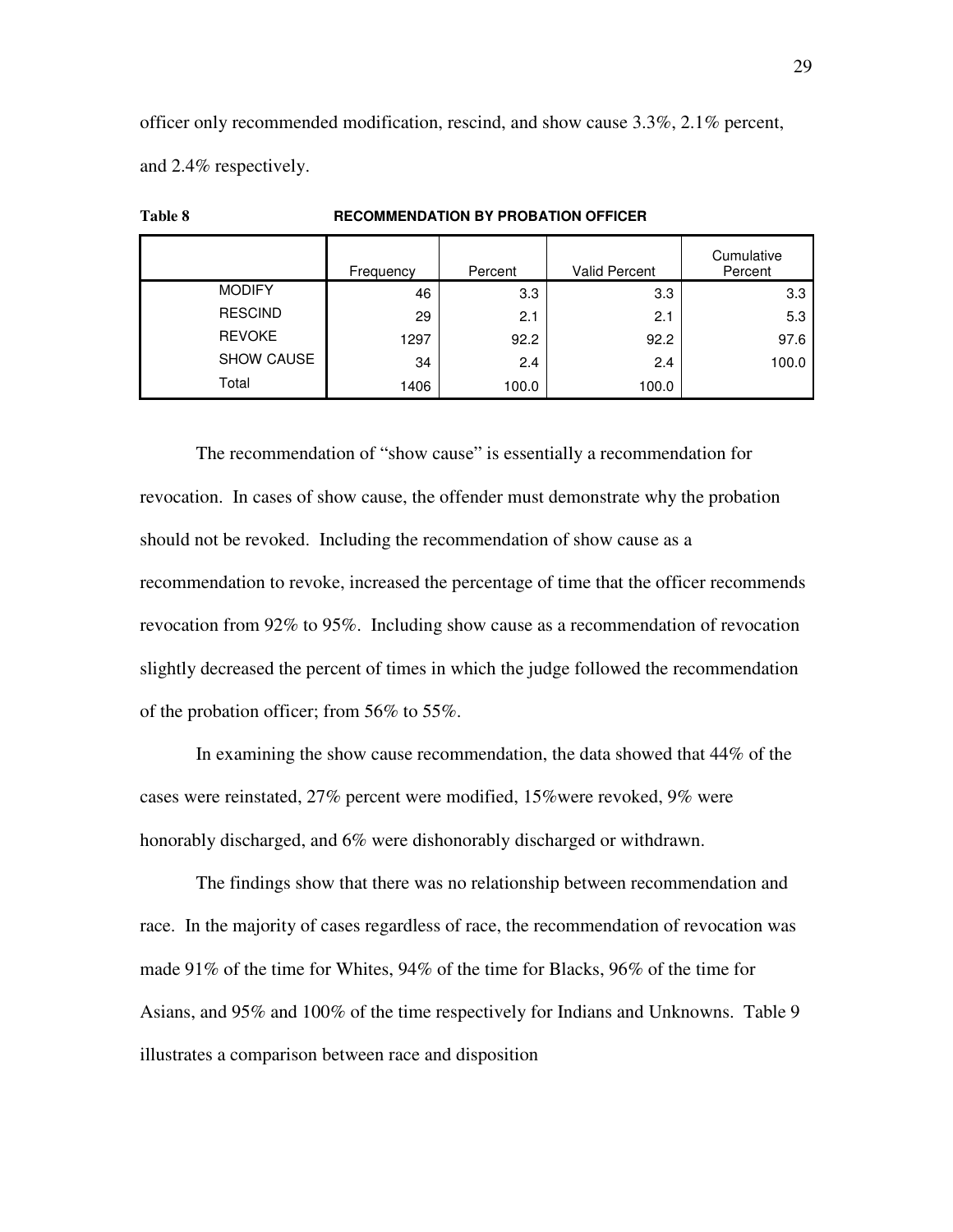officer only recommended modification, rescind, and show cause 3.3%, 2.1% percent, and 2.4% respectively.

**Table 8** **RECOMMENDATION BY PROBATION OFFICER**

| | Frequency | Percent | Valid Percent | Cumulative Percent |
|---|---|---|---|---|
| MODIFY | 46 | 3.3 | 3.3 | 3.3 |
| RESCIND | 29 | 2.1 | 2.1 | 5.3 |
| REVOKE | 1297 | 92.2 | 92.2 | 97.6 |
| SHOW CAUSE | 34 | 2.4 | 2.4 | 100.0 |
| Total | 1406 | 100.0 | 100.0 | |

The recommendation of "show cause" is essentially a recommendation for revocation. In cases of show cause, the offender must demonstrate why the probation should not be revoked. Including the recommendation of show cause as a recommendation to revoke, increased the percentage of time that the officer recommends revocation from 92% to 95%. Including show cause as a recommendation of revocation slightly decreased the percent of times in which the judge followed the recommendation of the probation officer; from 56% to 55%.

In examining the show cause recommendation, the data showed that 44% of the cases were reinstated, 27% percent were modified, 15%were revoked, 9% were honorably discharged, and 6% were dishonorably discharged or withdrawn.

The findings show that there was no relationship between recommendation and race. In the majority of cases regardless of race, the recommendation of revocation was made 91% of the time for Whites, 94% of the time for Blacks, 96% of the time for Asians, and 95% and 100% of the time respectively for Indians and Unknowns. Table 9 illustrates a comparison between race and disposition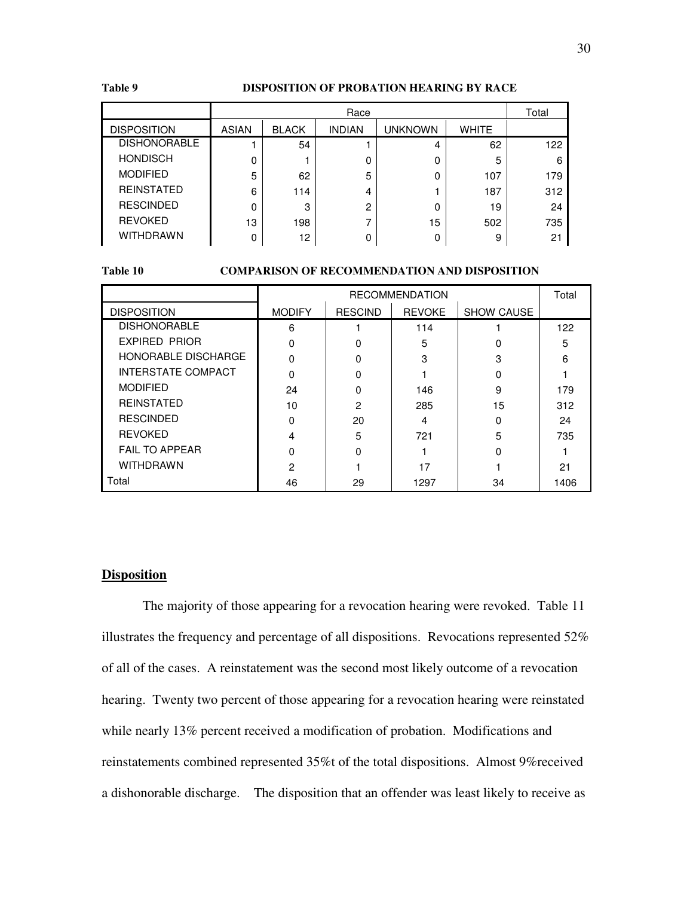**Table 9 DISPOSITION OF PROBATION HEARING BY RACE**

| | Race | | | | | Total |
|---|---|---|---|---|---|---|
| DISPOSITION | ASIAN | BLACK | INDIAN | UNKNOWN | WHITE | |
| DISHONORABLE | 1 | 54 | 1 | 4 | 62 | 122 |
| HONDISCH | 0 | 1 | 0 | 0 | 5 | 6 |
| MODIFIED | 5 | 62 | 5 | 0 | 107 | 179 |
| REINSTATED | 6 | 114 | 4 | 1 | 187 | 312 |
| RESCINDED | 0 | 3 | 2 | 0 | 19 | 24 |
| REVOKED | 13 | 198 | 7 | 15 | 502 | 735 |
| WITHDRAWN | 0 | 12 | 0 | 0 | 9 | 21 |

**Table 10 COMPARISON OF RECOMMENDATION AND DISPOSITION**

| | RECOMMENDATION | | | | Total |
|---|---|---|---|---|---|
| DISPOSITION | MODIFY | RESCIND | REVOKE | SHOW CAUSE | |
| DISHONORABLE | 6 | 1 | 114 | 1 | 122 |
| EXPIRED PRIOR | 0 | 0 | 5 | 0 | 5 |
| HONORABLE DISCHARGE | 0 | 0 | 3 | 3 | 6 |
| INTERSTATE COMPACT | 0 | 0 | 1 | 0 | 1 |
| MODIFIED | 24 | 0 | 146 | 9 | 179 |
| REINSTATED | 10 | 2 | 285 | 15 | 312 |
| RESCINDED | 0 | 20 | 4 | 0 | 24 |
| REVOKED | 4 | 5 | 721 | 5 | 735 |
| FAIL TO APPEAR | 0 | 0 | 1 | 0 | 1 |
| WITHDRAWN | 2 | 1 | 17 | 1 | 21 |
| Total | 46 | 29 | 1297 | 34 | 1406 |

## Disposition

The majority of those appearing for a revocation hearing were revoked. Table 11 illustrates the frequency and percentage of all dispositions. Revocations represented 52% of all of the cases. A reinstatement was the second most likely outcome of a revocation hearing. Twenty two percent of those appearing for a revocation hearing were reinstated while nearly 13% percent received a modification of probation. Modifications and reinstatements combined represented 35%t of the total dispositions. Almost 9%received a dishonorable discharge. The disposition that an offender was least likely to receive as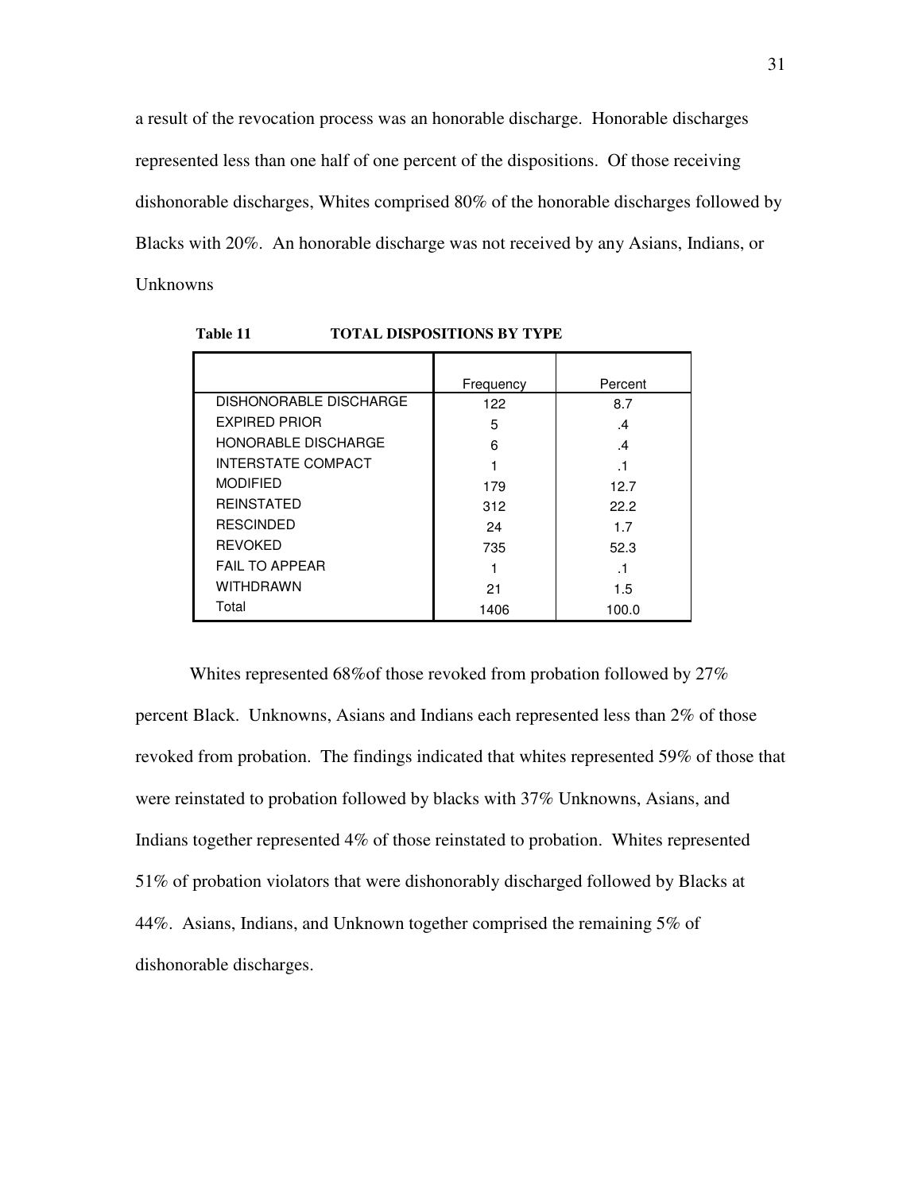a result of the revocation process was an honorable discharge. Honorable discharges represented less than one half of one percent of the dispositions. Of those receiving dishonorable discharges, Whites comprised 80% of the honorable discharges followed by Blacks with 20%. An honorable discharge was not received by any Asians, Indians, or Unknowns

**Table 11 TOTAL DISPOSITIONS BY TYPE**

| | Frequency | Percent |
|---|---|---|
| DISHONORABLE DISCHARGE | 122 | 8.7 |
| EXPIRED PRIOR | 5 | .4 |
| HONORABLE DISCHARGE | 6 | .4 |
| INTERSTATE COMPACT | 1 | .1 |
| MODIFIED | 179 | 12.7 |
| REINSTATED | 312 | 22.2 |
| RESCINDED | 24 | 1.7 |
| REVOKED | 735 | 52.3 |
| FAIL TO APPEAR | 1 | .1 |
| WITHDRAWN | 21 | 1.5 |
| Total | 1406 | 100.0 |

Whites represented 68%of those revoked from probation followed by 27% percent Black. Unknowns, Asians and Indians each represented less than 2% of those revoked from probation. The findings indicated that whites represented 59% of those that were reinstated to probation followed by blacks with 37% Unknowns, Asians, and Indians together represented 4% of those reinstated to probation. Whites represented 51% of probation violators that were dishonorably discharged followed by Blacks at 44%. Asians, Indians, and Unknown together comprised the remaining 5% of dishonorable discharges.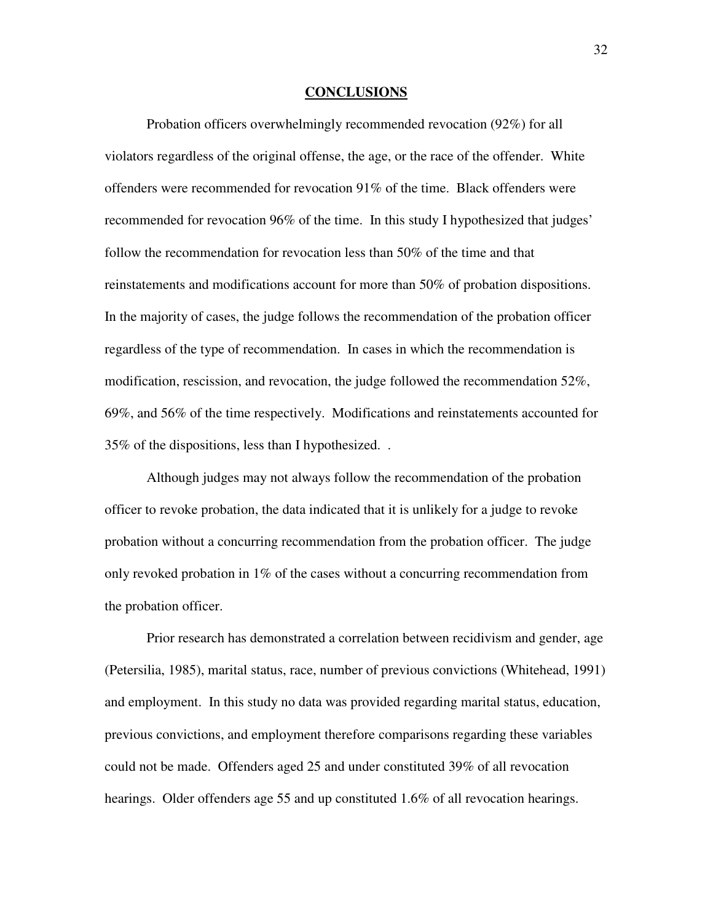## CONCLUSIONS

Probation officers overwhelmingly recommended revocation (92%) for all violators regardless of the original offense, the age, or the race of the offender. White offenders were recommended for revocation 91% of the time. Black offenders were recommended for revocation 96% of the time. In this study I hypothesized that judges' follow the recommendation for revocation less than 50% of the time and that reinstatements and modifications account for more than 50% of probation dispositions. In the majority of cases, the judge follows the recommendation of the probation officer regardless of the type of recommendation. In cases in which the recommendation is modification, rescission, and revocation, the judge followed the recommendation 52%, 69%, and 56% of the time respectively. Modifications and reinstatements accounted for 35% of the dispositions, less than I hypothesized. .

Although judges may not always follow the recommendation of the probation officer to revoke probation, the data indicated that it is unlikely for a judge to revoke probation without a concurring recommendation from the probation officer. The judge only revoked probation in 1% of the cases without a concurring recommendation from the probation officer.

Prior research has demonstrated a correlation between recidivism and gender, age (Petersilia, 1985), marital status, race, number of previous convictions (Whitehead, 1991) and employment. In this study no data was provided regarding marital status, education, previous convictions, and employment therefore comparisons regarding these variables could not be made. Offenders aged 25 and under constituted 39% of all revocation hearings. Older offenders age 55 and up constituted 1.6% of all revocation hearings.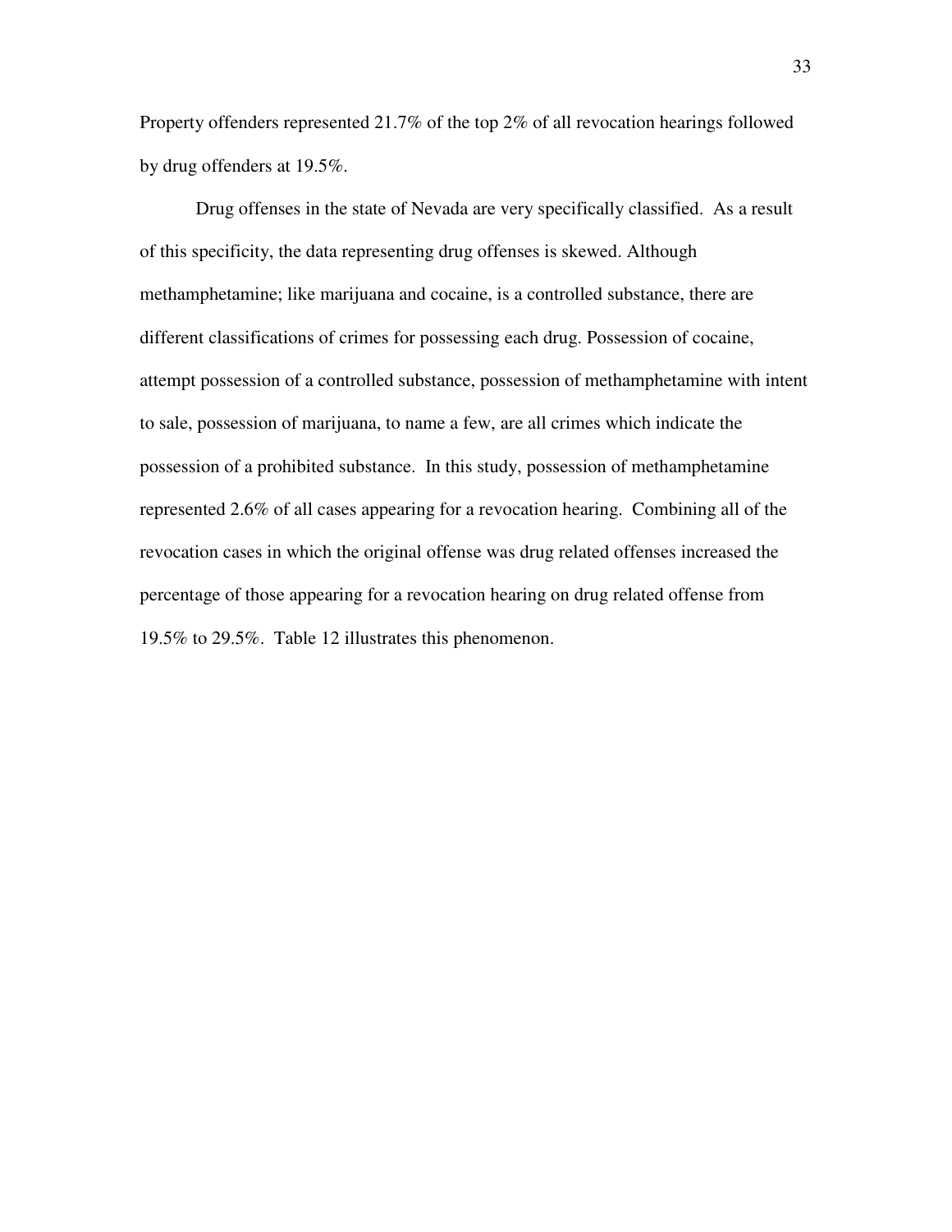Property offenders represented 21.7% of the top 2% of all revocation hearings followed by drug offenders at 19.5%.

Drug offenses in the state of Nevada are very specifically classified. As a result of this specificity, the data representing drug offenses is skewed. Although methamphetamine; like marijuana and cocaine, is a controlled substance, there are different classifications of crimes for possessing each drug. Possession of cocaine, attempt possession of a controlled substance, possession of methamphetamine with intent to sale, possession of marijuana, to name a few, are all crimes which indicate the possession of a prohibited substance. In this study, possession of methamphetamine represented 2.6% of all cases appearing for a revocation hearing. Combining all of the revocation cases in which the original offense was drug related offenses increased the percentage of those appearing for a revocation hearing on drug related offense from 19.5% to 29.5%. Table 12 illustrates this phenomenon.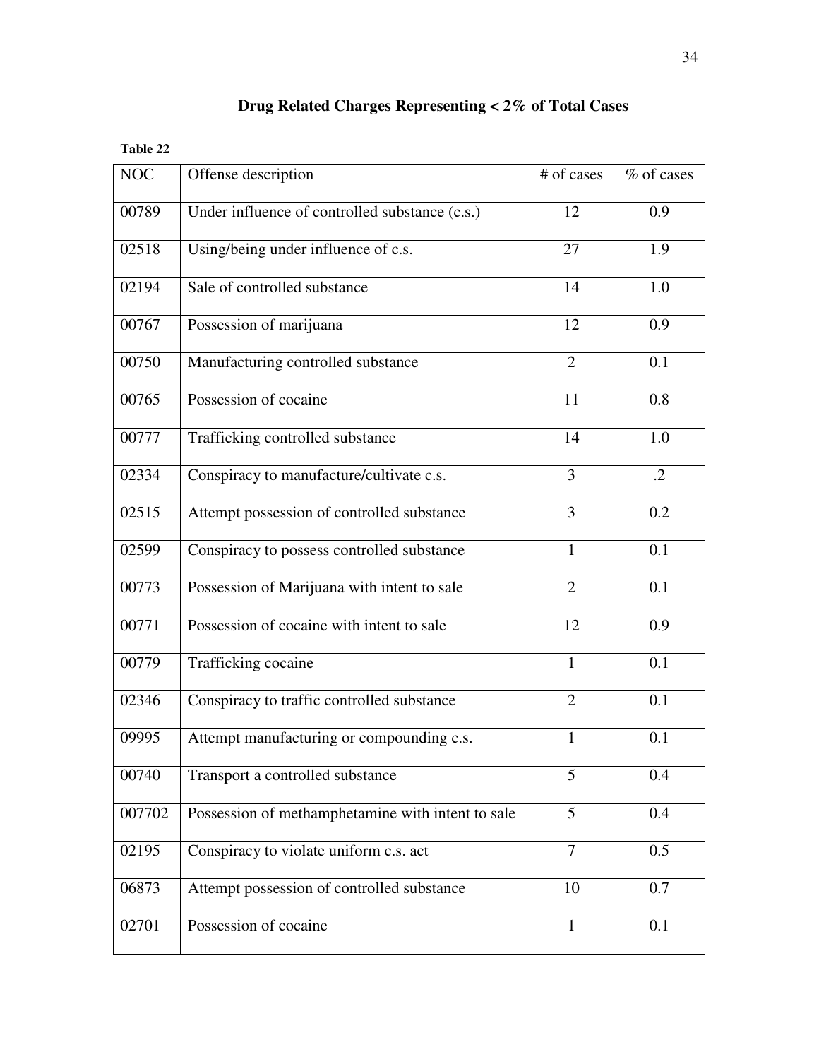## Drug Related Charges Representing < 2% of Total Cases

**Table 22**

| NOC | Offense description | # of cases | % of cases |
|---|---|---|---|
| 00789 | Under influence of controlled substance (c.s.) | 12 | 0.9 |
| 02518 | Using/being under influence of c.s. | 27 | 1.9 |
| 02194 | Sale of controlled substance | 14 | 1.0 |
| 00767 | Possession of marijuana | 12 | 0.9 |
| 00750 | Manufacturing controlled substance | 2 | 0.1 |
| 00765 | Possession of cocaine | 11 | 0.8 |
| 00777 | Trafficking controlled substance | 14 | 1.0 |
| 02334 | Conspiracy to manufacture/cultivate c.s. | 3 | .2 |
| 02515 | Attempt possession of controlled substance | 3 | 0.2 |
| 02599 | Conspiracy to possess controlled substance | 1 | 0.1 |
| 00773 | Possession of Marijuana with intent to sale | 2 | 0.1 |
| 00771 | Possession of cocaine with intent to sale | 12 | 0.9 |
| 00779 | Trafficking cocaine | 1 | 0.1 |
| 02346 | Conspiracy to traffic controlled substance | 2 | 0.1 |
| 09995 | Attempt manufacturing or compounding c.s. | 1 | 0.1 |
| 00740 | Transport a controlled substance | 5 | 0.4 |
| 007702 | Possession of methamphetamine with intent to sale | 5 | 0.4 |
| 02195 | Conspiracy to violate uniform c.s. act | 7 | 0.5 |
| 06873 | Attempt possession of controlled substance | 10 | 0.7 |
| 02701 | Possession of cocaine | 1 | 0.1 |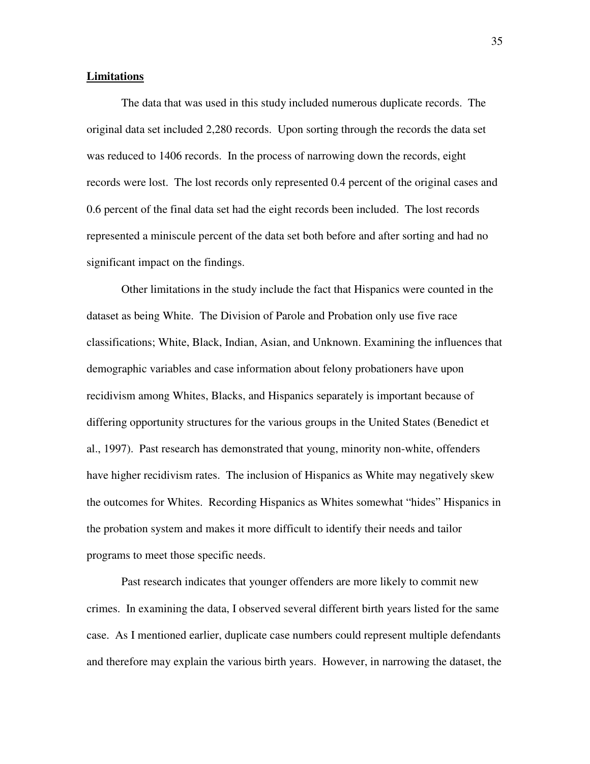## Limitations

The data that was used in this study included numerous duplicate records. The original data set included 2,280 records. Upon sorting through the records the data set was reduced to 1406 records. In the process of narrowing down the records, eight records were lost. The lost records only represented 0.4 percent of the original cases and 0.6 percent of the final data set had the eight records been included. The lost records represented a miniscule percent of the data set both before and after sorting and had no significant impact on the findings.

Other limitations in the study include the fact that Hispanics were counted in the dataset as being White. The Division of Parole and Probation only use five race classifications; White, Black, Indian, Asian, and Unknown. Examining the influences that demographic variables and case information about felony probationers have upon recidivism among Whites, Blacks, and Hispanics separately is important because of differing opportunity structures for the various groups in the United States (Benedict et al., 1997). Past research has demonstrated that young, minority non-white, offenders have higher recidivism rates. The inclusion of Hispanics as White may negatively skew the outcomes for Whites. Recording Hispanics as Whites somewhat "hides" Hispanics in the probation system and makes it more difficult to identify their needs and tailor programs to meet those specific needs.

Past research indicates that younger offenders are more likely to commit new crimes. In examining the data, I observed several different birth years listed for the same case. As I mentioned earlier, duplicate case numbers could represent multiple defendants and therefore may explain the various birth years. However, in narrowing the dataset, the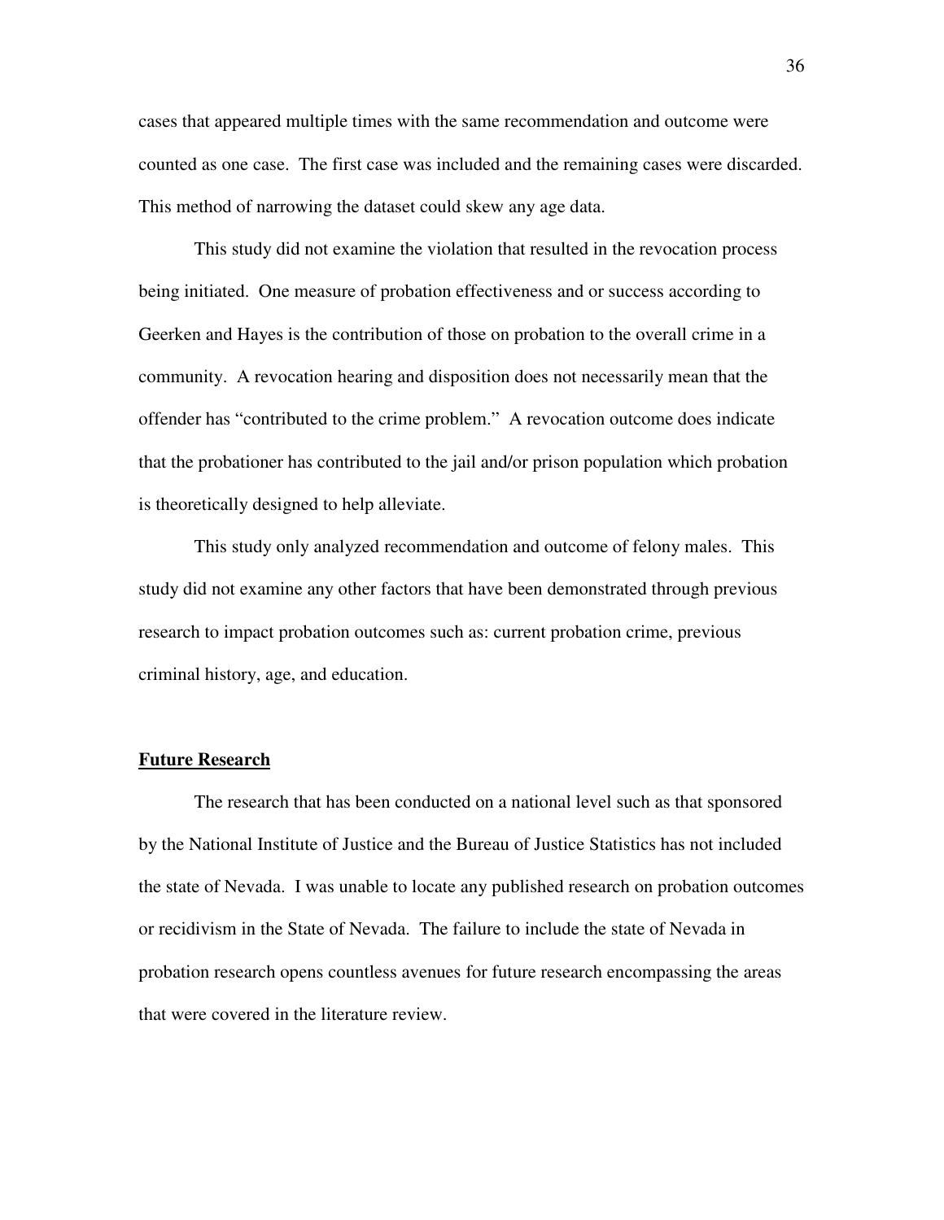cases that appeared multiple times with the same recommendation and outcome were counted as one case. The first case was included and the remaining cases were discarded. This method of narrowing the dataset could skew any age data.

This study did not examine the violation that resulted in the revocation process being initiated. One measure of probation effectiveness and or success according to Geerken and Hayes is the contribution of those on probation to the overall crime in a community. A revocation hearing and disposition does not necessarily mean that the offender has "contributed to the crime problem." A revocation outcome does indicate that the probationer has contributed to the jail and/or prison population which probation is theoretically designed to help alleviate.

This study only analyzed recommendation and outcome of felony males. This study did not examine any other factors that have been demonstrated through previous research to impact probation outcomes such as: current probation crime, previous criminal history, age, and education.

## Future Research

The research that has been conducted on a national level such as that sponsored by the National Institute of Justice and the Bureau of Justice Statistics has not included the state of Nevada. I was unable to locate any published research on probation outcomes or recidivism in the State of Nevada. The failure to include the state of Nevada in probation research opens countless avenues for future research encompassing the areas that were covered in the literature review.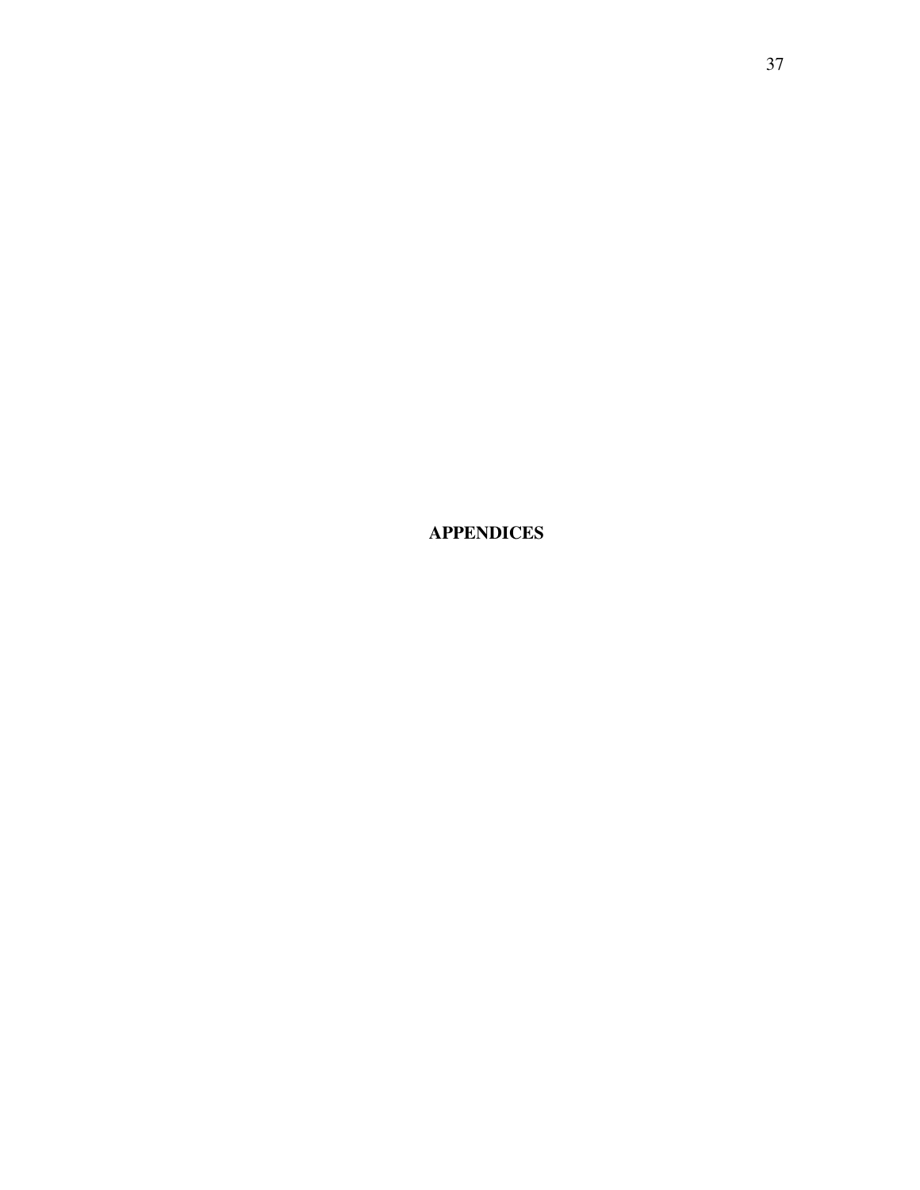# APPENDICES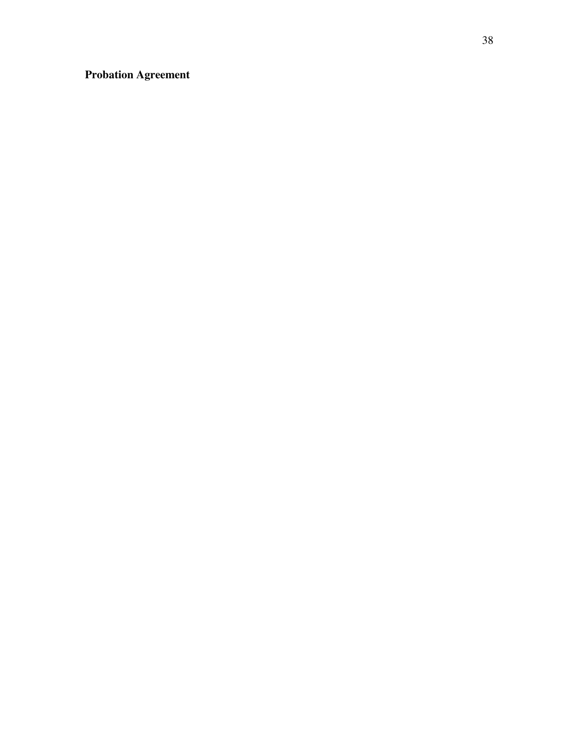**Probation Agreement**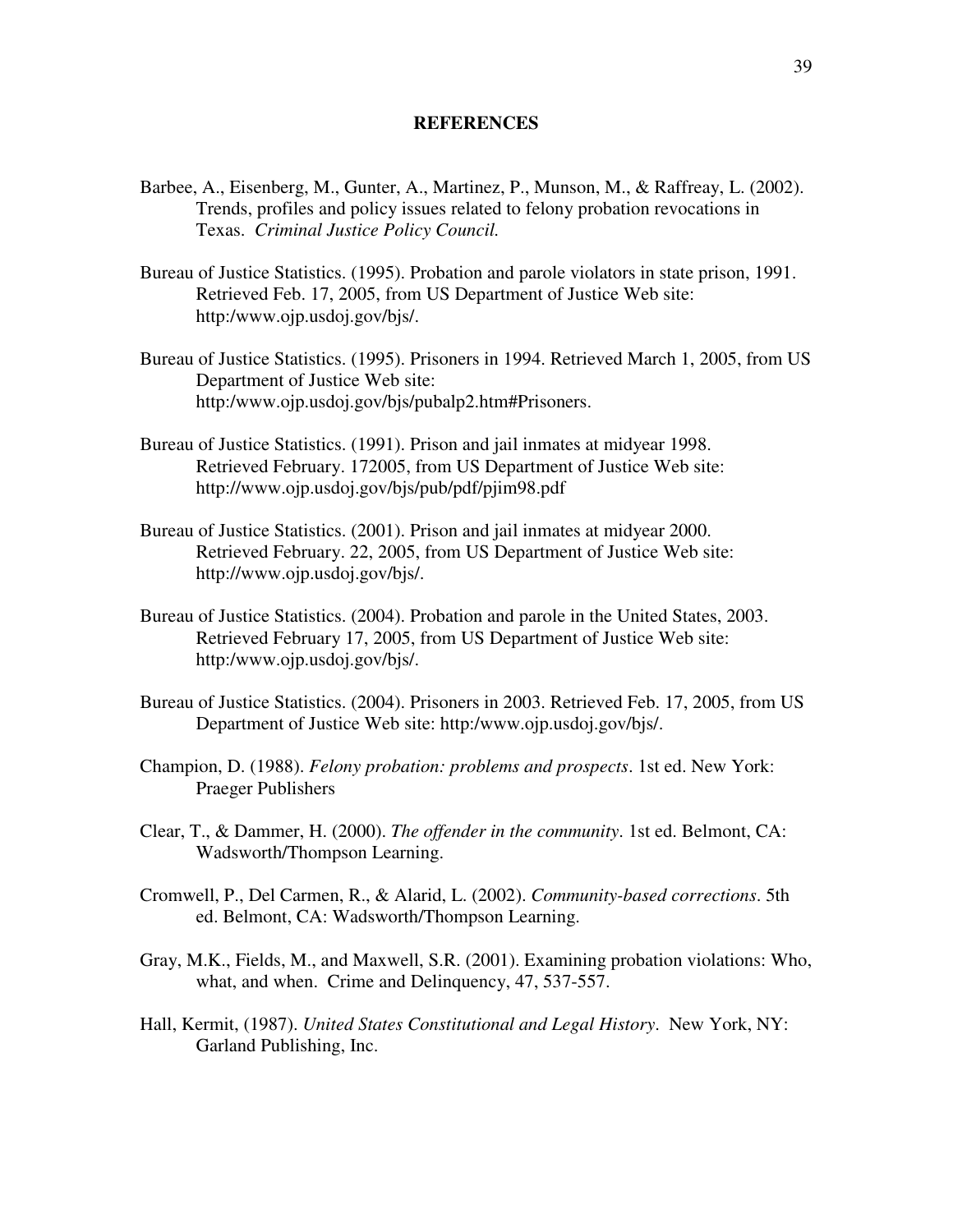## REFERENCES

Barbee, A., Eisenberg, M., Gunter, A., Martinez, P., Munson, M., & Raffreay, L. (2002). Trends, profiles and policy issues related to felony probation revocations in Texas. *Criminal Justice Policy Council.*

Bureau of Justice Statistics. (1995). Probation and parole violators in state prison, 1991. Retrieved Feb. 17, 2005, from US Department of Justice Web site: http:/www.ojp.usdoj.gov/bjs/.

Bureau of Justice Statistics. (1995). Prisoners in 1994. Retrieved March 1, 2005, from US Department of Justice Web site: http:/www.ojp.usdoj.gov/bjs/pubalp2.htm#Prisoners.

Bureau of Justice Statistics. (1991). Prison and jail inmates at midyear 1998. Retrieved February. 172005, from US Department of Justice Web site: http://www.ojp.usdoj.gov/bjs/pub/pdf/pjim98.pdf

Bureau of Justice Statistics. (2001). Prison and jail inmates at midyear 2000. Retrieved February. 22, 2005, from US Department of Justice Web site: http://www.ojp.usdoj.gov/bjs/.

Bureau of Justice Statistics. (2004). Probation and parole in the United States, 2003. Retrieved February 17, 2005, from US Department of Justice Web site: http:/www.ojp.usdoj.gov/bjs/.

Bureau of Justice Statistics. (2004). Prisoners in 2003. Retrieved Feb. 17, 2005, from US Department of Justice Web site: http:/www.ojp.usdoj.gov/bjs/.

Champion, D. (1988). *Felony probation: problems and prospects*. 1st ed. New York: Praeger Publishers

Clear, T., & Dammer, H. (2000). *The offender in the community*. 1st ed. Belmont, CA: Wadsworth/Thompson Learning.

Cromwell, P., Del Carmen, R., & Alarid, L. (2002). *Community-based corrections*. 5th ed. Belmont, CA: Wadsworth/Thompson Learning.

Gray, M.K., Fields, M., and Maxwell, S.R. (2001). Examining probation violations: Who, what, and when. Crime and Delinquency, 47, 537-557.

Hall, Kermit, (1987). *United States Constitutional and Legal History*. New York, NY: Garland Publishing, Inc.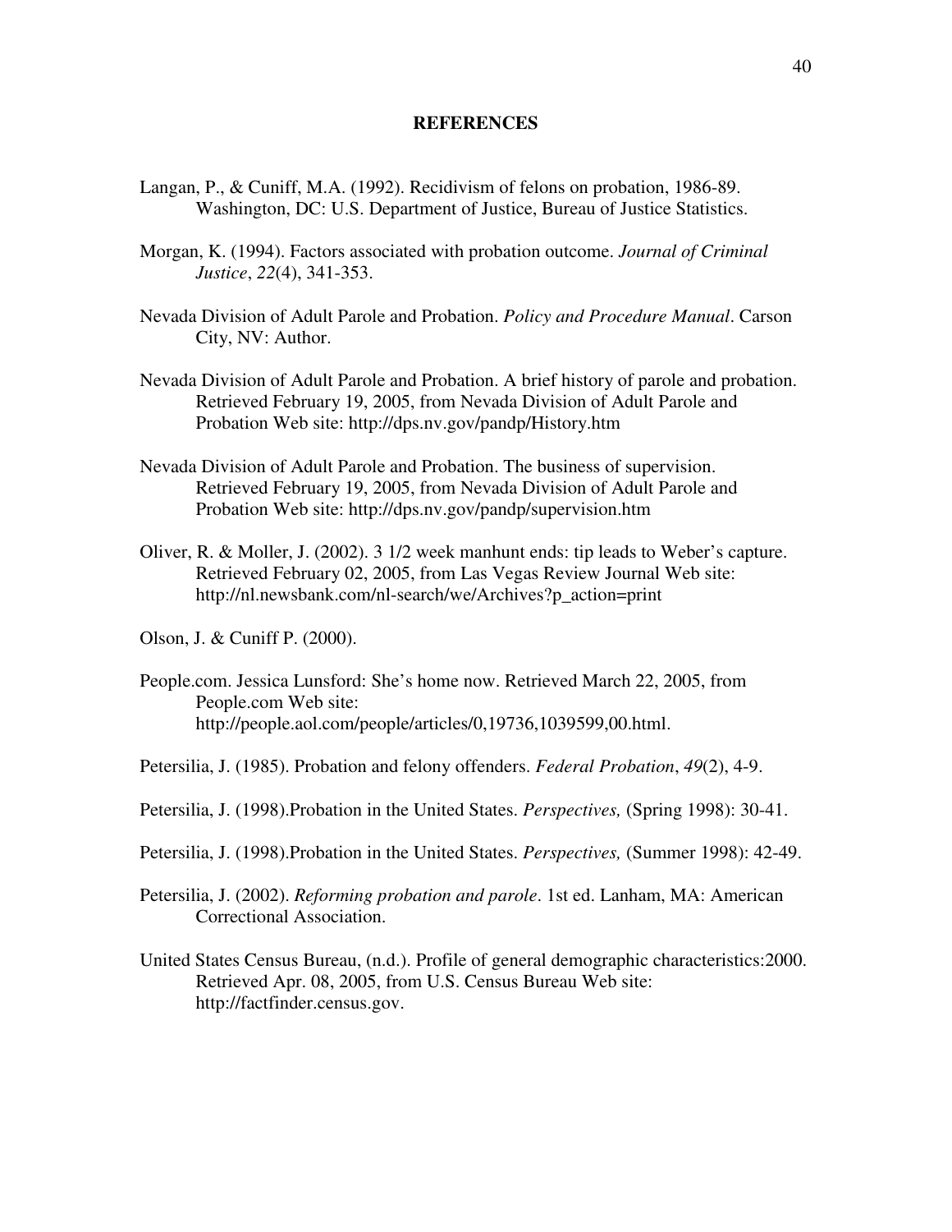## REFERENCES

Langan, P., & Cuniff, M.A. (1992). Recidivism of felons on probation, 1986-89. Washington, DC: U.S. Department of Justice, Bureau of Justice Statistics.

Morgan, K. (1994). Factors associated with probation outcome. *Journal of Criminal Justice*, *22*(4), 341-353.

Nevada Division of Adult Parole and Probation. *Policy and Procedure Manual*. Carson City, NV: Author.

Nevada Division of Adult Parole and Probation. A brief history of parole and probation. Retrieved February 19, 2005, from Nevada Division of Adult Parole and Probation Web site: http://dps.nv.gov/pandp/History.htm

Nevada Division of Adult Parole and Probation. The business of supervision. Retrieved February 19, 2005, from Nevada Division of Adult Parole and Probation Web site: http://dps.nv.gov/pandp/supervision.htm

Oliver, R. & Moller, J. (2002). 3 1/2 week manhunt ends: tip leads to Weber's capture. Retrieved February 02, 2005, from Las Vegas Review Journal Web site: http://nl.newsbank.com/nl-search/we/Archives?p_action=print

Olson, J. & Cuniff P. (2000).

People.com. Jessica Lunsford: She's home now. Retrieved March 22, 2005, from People.com Web site: http://people.aol.com/people/articles/0,19736,1039599,00.html.

Petersilia, J. (1985). Probation and felony offenders. *Federal Probation*, *49*(2), 4-9.

Petersilia, J. (1998).Probation in the United States. *Perspectives,* (Spring 1998): 30-41.

Petersilia, J. (1998).Probation in the United States. *Perspectives,* (Summer 1998): 42-49.

Petersilia, J. (2002). *Reforming probation and parole*. 1st ed. Lanham, MA: American Correctional Association.

United States Census Bureau, (n.d.). Profile of general demographic characteristics:2000. Retrieved Apr. 08, 2005, from U.S. Census Bureau Web site: http://factfinder.census.gov.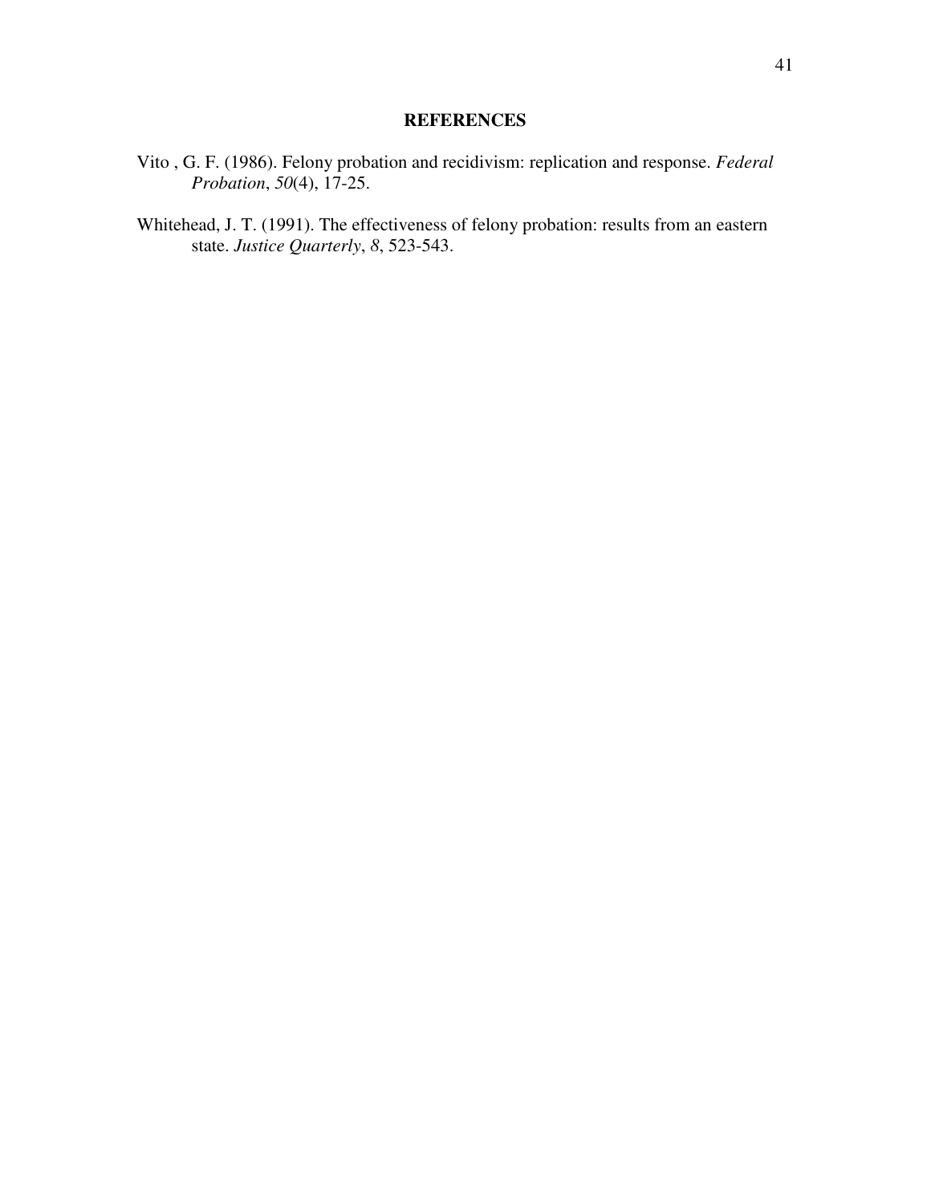## REFERENCES

Vito , G. F. (1986). Felony probation and recidivism: replication and response. *Federal Probation*, *50*(4), 17-25.

Whitehead, J. T. (1991). The effectiveness of felony probation: results from an eastern state. *Justice Quarterly*, *8*, 523-543.